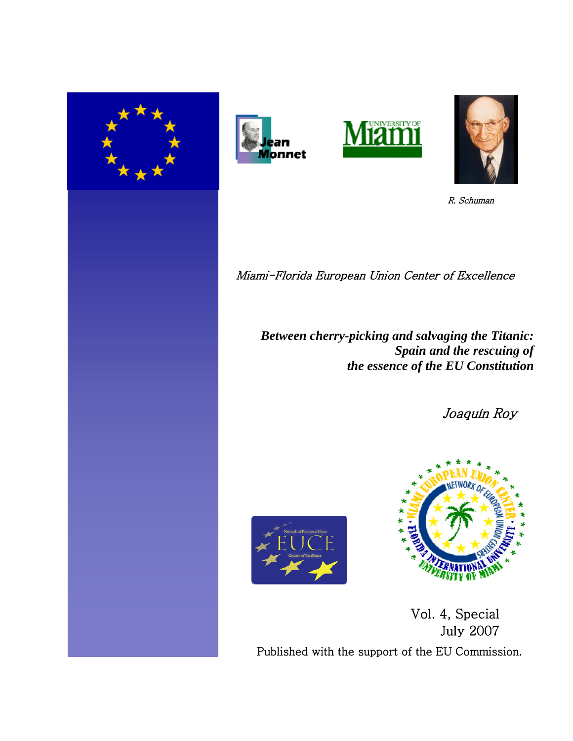R. Schuman

*Miami-Florida European Union Center of Excellence*

# *Between cherry-picking and salvaging the Titanic: Spain and the rescuing of the essence of the EU Constitution*

*Joaquín Roy*

Vol. 4, Special
July 2007

Published with the support of the EU Commission.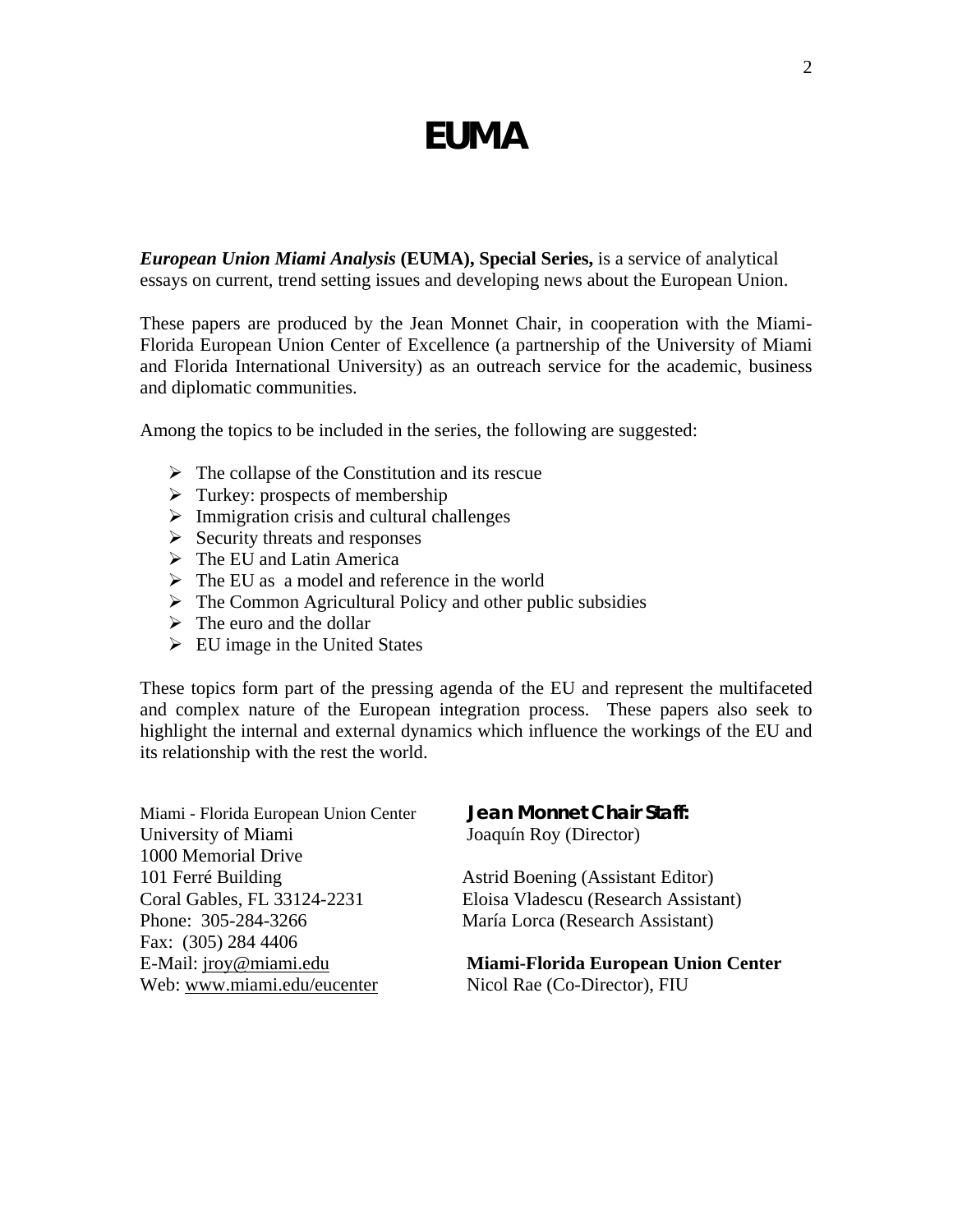# EUMA

***European Union Miami Analysis* (EUMA), Special Series,** is a service of analytical essays on current, trend setting issues and developing news about the European Union.

These papers are produced by the Jean Monnet Chair, in cooperation with the Miami-Florida European Union Center of Excellence (a partnership of the University of Miami and Florida International University) as an outreach service for the academic, business and diplomatic communities.

Among the topics to be included in the series, the following are suggested:

- The collapse of the Constitution and its rescue
- Turkey: prospects of membership
- Immigration crisis and cultural challenges
- Security threats and responses
- The EU and Latin America
- The EU as a model and reference in the world
- The Common Agricultural Policy and other public subsidies
- The euro and the dollar
- EU image in the United States

These topics form part of the pressing agenda of the EU and represent the multifaceted and complex nature of the European integration process. These papers also seek to highlight the internal and external dynamics which influence the workings of the EU and its relationship with the rest the world.

Miami - Florida European Union Center
University of Miami
1000 Memorial Drive
101 Ferré Building
Coral Gables, FL 33124-2231
Phone: 305-284-3266
Fax: (305) 284 4406
E-Mail: jroy@miami.edu
Web: www.miami.edu/eucenter

**Jean Monnet Chair Staff:**
Joaquín Roy (Director)

Astrid Boening (Assistant Editor)
Eloisa Vladescu (Research Assistant)
María Lorca (Research Assistant)

**Miami-Florida European Union Center**
Nicol Rae (Co-Director), FIU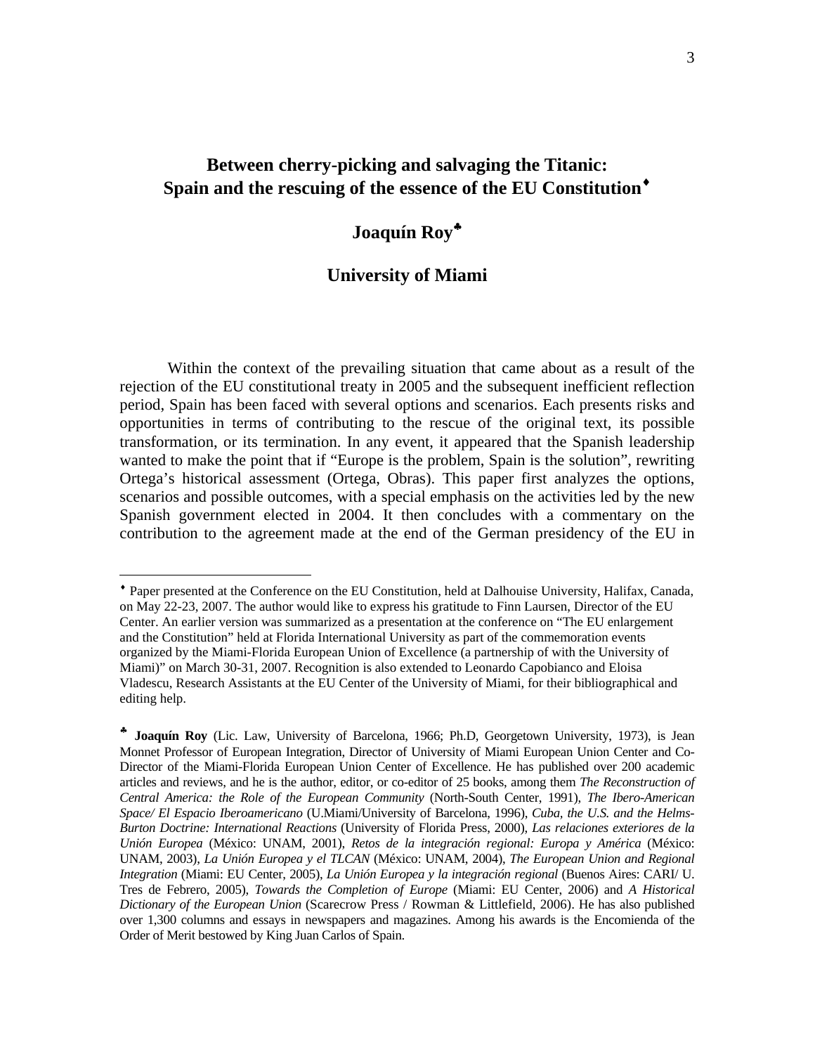# Between cherry-picking and salvaging the Titanic: Spain and the rescuing of the essence of the EU Constitution[♦]

## Joaquín Roy[♣]

## University of Miami

Within the context of the prevailing situation that came about as a result of the rejection of the EU constitutional treaty in 2005 and the subsequent inefficient reflection period, Spain has been faced with several options and scenarios. Each presents risks and opportunities in terms of contributing to the rescue of the original text, its possible transformation, or its termination. In any event, it appeared that the Spanish leadership wanted to make the point that if "Europe is the problem, Spain is the solution", rewriting Ortega's historical assessment (Ortega, Obras). This paper first analyzes the options, scenarios and possible outcomes, with a special emphasis on the activities led by the new Spanish government elected in 2004. It then concludes with a commentary on the contribution to the agreement made at the end of the German presidency of the EU in

---

[♦] Paper presented at the Conference on the EU Constitution, held at Dalhouise University, Halifax, Canada, on May 22-23, 2007. The author would like to express his gratitude to Finn Laursen, Director of the EU Center. An earlier version was summarized as a presentation at the conference on "The EU enlargement and the Constitution" held at Florida International University as part of the commemoration events organized by the Miami-Florida European Union of Excellence (a partnership of with the University of Miami)" on March 30-31, 2007. Recognition is also extended to Leonardo Capobianco and Eloisa Vladescu, Research Assistants at the EU Center of the University of Miami, for their bibliographical and editing help.

[♣] **Joaquín Roy** (Lic. Law, University of Barcelona, 1966; Ph.D, Georgetown University, 1973), is Jean Monnet Professor of European Integration, Director of University of Miami European Union Center and Co-Director of the Miami-Florida European Union Center of Excellence. He has published over 200 academic articles and reviews, and he is the author, editor, or co-editor of 25 books, among them *The Reconstruction of Central America: the Role of the European Community* (North-South Center, 1991), *The Ibero-American Space/ El Espacio Iberoamericano* (U.Miami/University of Barcelona, 1996), *Cuba, the U.S. and the Helms-Burton Doctrine: International Reactions* (University of Florida Press, 2000), *Las relaciones exteriores de la Unión Europea* (México: UNAM, 2001), *Retos de la integración regional: Europa y América* (México: UNAM, 2003), *La Unión Europea y el TLCAN* (México: UNAM, 2004), *The European Union and Regional Integration* (Miami: EU Center, 2005), *La Unión Europea y la integración regional* (Buenos Aires: CARI/ U. Tres de Febrero, 2005), *Towards the Completion of Europe* (Miami: EU Center, 2006) and *A Historical Dictionary of the European Union* (Scarecrow Press / Rowman & Littlefield, 2006). He has also published over 1,300 columns and essays in newspapers and magazines. Among his awards is the Encomienda of the Order of Merit bestowed by King Juan Carlos of Spain.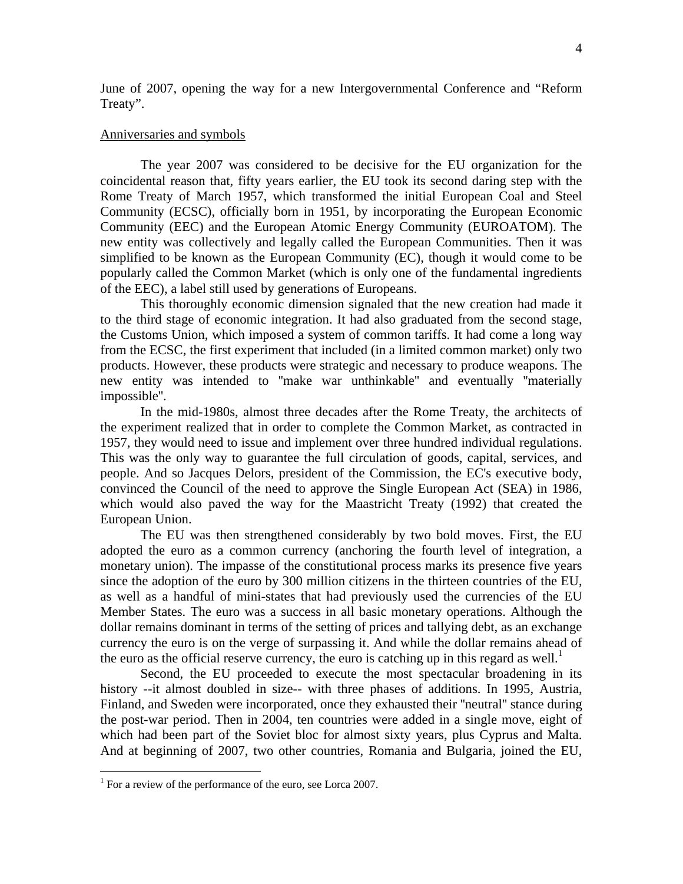June of 2007, opening the way for a new Intergovernmental Conference and "Reform Treaty".

Anniversaries and symbols

The year 2007 was considered to be decisive for the EU organization for the coincidental reason that, fifty years earlier, the EU took its second daring step with the Rome Treaty of March 1957, which transformed the initial European Coal and Steel Community (ECSC), officially born in 1951, by incorporating the European Economic Community (EEC) and the European Atomic Energy Community (EUROATOM). The new entity was collectively and legally called the European Communities. Then it was simplified to be known as the European Community (EC), though it would come to be popularly called the Common Market (which is only one of the fundamental ingredients of the EEC), a label still used by generations of Europeans.

This thoroughly economic dimension signaled that the new creation had made it to the third stage of economic integration. It had also graduated from the second stage, the Customs Union, which imposed a system of common tariffs. It had come a long way from the ECSC, the first experiment that included (in a limited common market) only two products. However, these products were strategic and necessary to produce weapons. The new entity was intended to "make war unthinkable" and eventually "materially impossible".

In the mid-1980s, almost three decades after the Rome Treaty, the architects of the experiment realized that in order to complete the Common Market, as contracted in 1957, they would need to issue and implement over three hundred individual regulations. This was the only way to guarantee the full circulation of goods, capital, services, and people. And so Jacques Delors, president of the Commission, the EC's executive body, convinced the Council of the need to approve the Single European Act (SEA) in 1986, which would also paved the way for the Maastricht Treaty (1992) that created the European Union.

The EU was then strengthened considerably by two bold moves. First, the EU adopted the euro as a common currency (anchoring the fourth level of integration, a monetary union). The impasse of the constitutional process marks its presence five years since the adoption of the euro by 300 million citizens in the thirteen countries of the EU, as well as a handful of mini-states that had previously used the currencies of the EU Member States. The euro was a success in all basic monetary operations. Although the dollar remains dominant in terms of the setting of prices and tallying debt, as an exchange currency the euro is on the verge of surpassing it. And while the dollar remains ahead of the euro as the official reserve currency, the euro is catching up in this regard as well.[1]

Second, the EU proceeded to execute the most spectacular broadening in its history --it almost doubled in size-- with three phases of additions. In 1995, Austria, Finland, and Sweden were incorporated, once they exhausted their "neutral" stance during the post-war period. Then in 2004, ten countries were added in a single move, eight of which had been part of the Soviet bloc for almost sixty years, plus Cyprus and Malta. And at beginning of 2007, two other countries, Romania and Bulgaria, joined the EU,

[1] For a review of the performance of the euro, see Lorca 2007.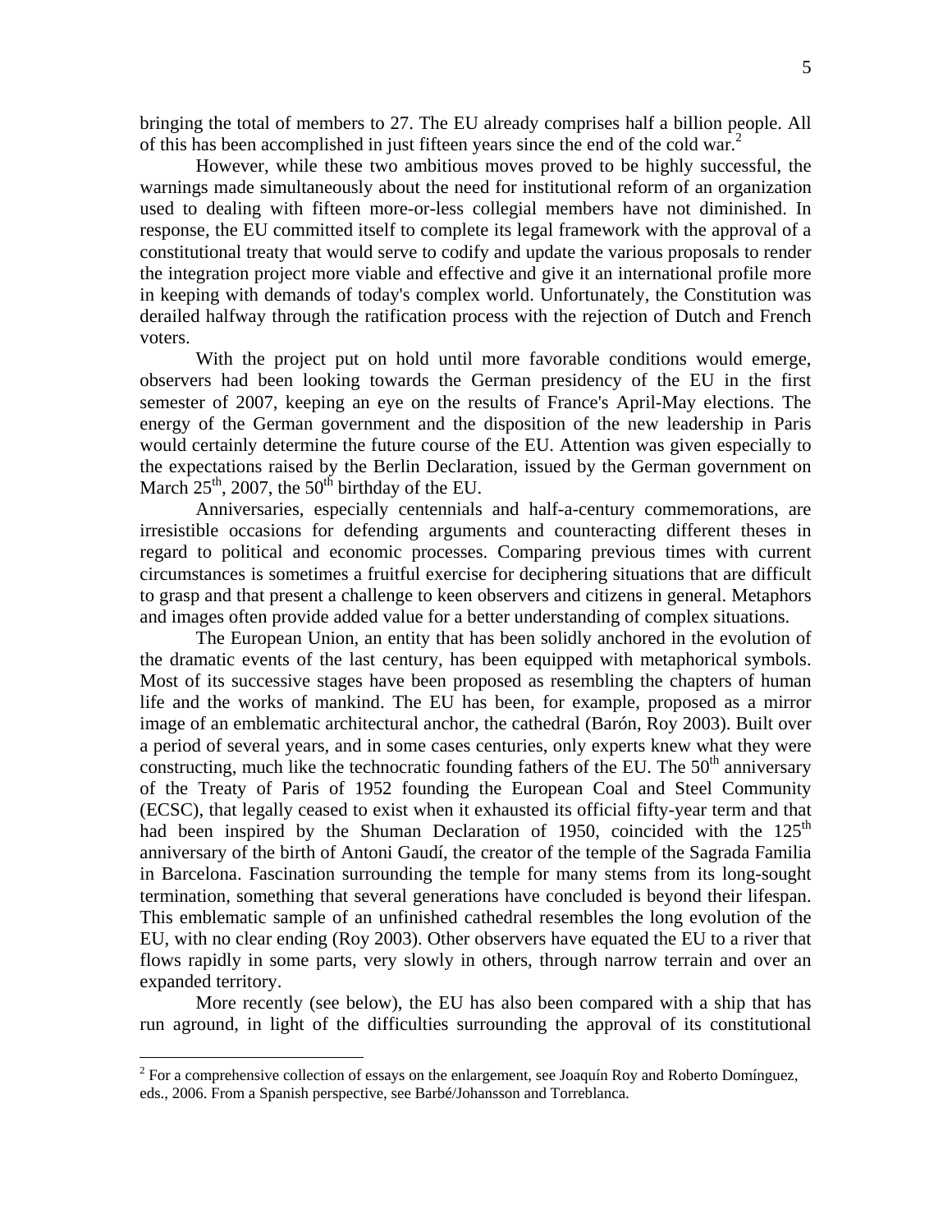bringing the total of members to 27. The EU already comprises half a billion people. All of this has been accomplished in just fifteen years since the end of the cold war.[2]

However, while these two ambitious moves proved to be highly successful, the warnings made simultaneously about the need for institutional reform of an organization used to dealing with fifteen more-or-less collegial members have not diminished. In response, the EU committed itself to complete its legal framework with the approval of a constitutional treaty that would serve to codify and update the various proposals to render the integration project more viable and effective and give it an international profile more in keeping with demands of today's complex world. Unfortunately, the Constitution was derailed halfway through the ratification process with the rejection of Dutch and French voters.

With the project put on hold until more favorable conditions would emerge, observers had been looking towards the German presidency of the EU in the first semester of 2007, keeping an eye on the results of France's April-May elections. The energy of the German government and the disposition of the new leadership in Paris would certainly determine the future course of the EU. Attention was given especially to the expectations raised by the Berlin Declaration, issued by the German government on March 25th, 2007, the 50th birthday of the EU.

Anniversaries, especially centennials and half-a-century commemorations, are irresistible occasions for defending arguments and counteracting different theses in regard to political and economic processes. Comparing previous times with current circumstances is sometimes a fruitful exercise for deciphering situations that are difficult to grasp and that present a challenge to keen observers and citizens in general. Metaphors and images often provide added value for a better understanding of complex situations.

The European Union, an entity that has been solidly anchored in the evolution of the dramatic events of the last century, has been equipped with metaphorical symbols. Most of its successive stages have been proposed as resembling the chapters of human life and the works of mankind. The EU has been, for example, proposed as a mirror image of an emblematic architectural anchor, the cathedral (Barón, Roy 2003). Built over a period of several years, and in some cases centuries, only experts knew what they were constructing, much like the technocratic founding fathers of the EU. The 50th anniversary of the Treaty of Paris of 1952 founding the European Coal and Steel Community (ECSC), that legally ceased to exist when it exhausted its official fifty-year term and that had been inspired by the Shuman Declaration of 1950, coincided with the 125th anniversary of the birth of Antoni Gaudí, the creator of the temple of the Sagrada Familia in Barcelona. Fascination surrounding the temple for many stems from its long-sought termination, something that several generations have concluded is beyond their lifespan. This emblematic sample of an unfinished cathedral resembles the long evolution of the EU, with no clear ending (Roy 2003). Other observers have equated the EU to a river that flows rapidly in some parts, very slowly in others, through narrow terrain and over an expanded territory.

More recently (see below), the EU has also been compared with a ship that has run aground, in light of the difficulties surrounding the approval of its constitutional

---

[2] For a comprehensive collection of essays on the enlargement, see Joaquín Roy and Roberto Domínguez, eds., 2006. From a Spanish perspective, see Barbé/Johansson and Torreblanca.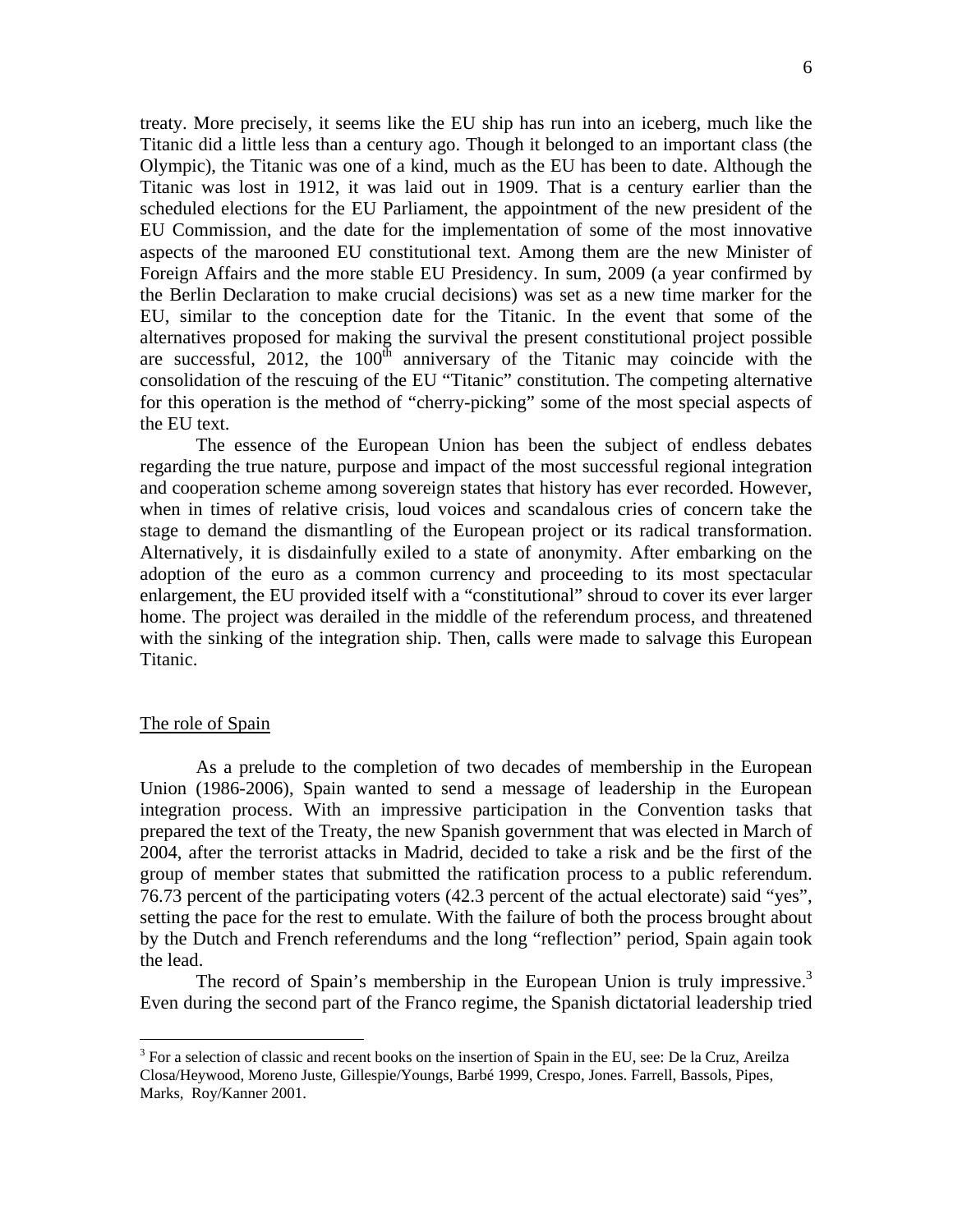treaty. More precisely, it seems like the EU ship has run into an iceberg, much like the Titanic did a little less than a century ago. Though it belonged to an important class (the Olympic), the Titanic was one of a kind, much as the EU has been to date. Although the Titanic was lost in 1912, it was laid out in 1909. That is a century earlier than the scheduled elections for the EU Parliament, the appointment of the new president of the EU Commission, and the date for the implementation of some of the most innovative aspects of the marooned EU constitutional text. Among them are the new Minister of Foreign Affairs and the more stable EU Presidency. In sum, 2009 (a year confirmed by the Berlin Declaration to make crucial decisions) was set as a new time marker for the EU, similar to the conception date for the Titanic. In the event that some of the alternatives proposed for making the survival the present constitutional project possible are successful, 2012, the 100th anniversary of the Titanic may coincide with the consolidation of the rescuing of the EU "Titanic" constitution. The competing alternative for this operation is the method of "cherry-picking" some of the most special aspects of the EU text.

The essence of the European Union has been the subject of endless debates regarding the true nature, purpose and impact of the most successful regional integration and cooperation scheme among sovereign states that history has ever recorded. However, when in times of relative crisis, loud voices and scandalous cries of concern take the stage to demand the dismantling of the European project or its radical transformation. Alternatively, it is disdainfully exiled to a state of anonymity. After embarking on the adoption of the euro as a common currency and proceeding to its most spectacular enlargement, the EU provided itself with a "constitutional" shroud to cover its ever larger home. The project was derailed in the middle of the referendum process, and threatened with the sinking of the integration ship. Then, calls were made to salvage this European Titanic.

## The role of Spain

As a prelude to the completion of two decades of membership in the European Union (1986-2006), Spain wanted to send a message of leadership in the European integration process. With an impressive participation in the Convention tasks that prepared the text of the Treaty, the new Spanish government that was elected in March of 2004, after the terrorist attacks in Madrid, decided to take a risk and be the first of the group of member states that submitted the ratification process to a public referendum. 76.73 percent of the participating voters (42.3 percent of the actual electorate) said "yes", setting the pace for the rest to emulate. With the failure of both the process brought about by the Dutch and French referendums and the long "reflection" period, Spain again took the lead.

The record of Spain's membership in the European Union is truly impressive.[3] Even during the second part of the Franco regime, the Spanish dictatorial leadership tried

[3] For a selection of classic and recent books on the insertion of Spain in the EU, see: De la Cruz, Areilza Closa/Heywood, Moreno Juste, Gillespie/Youngs, Barbé 1999, Crespo, Jones. Farrell, Bassols, Pipes, Marks, Roy/Kanner 2001.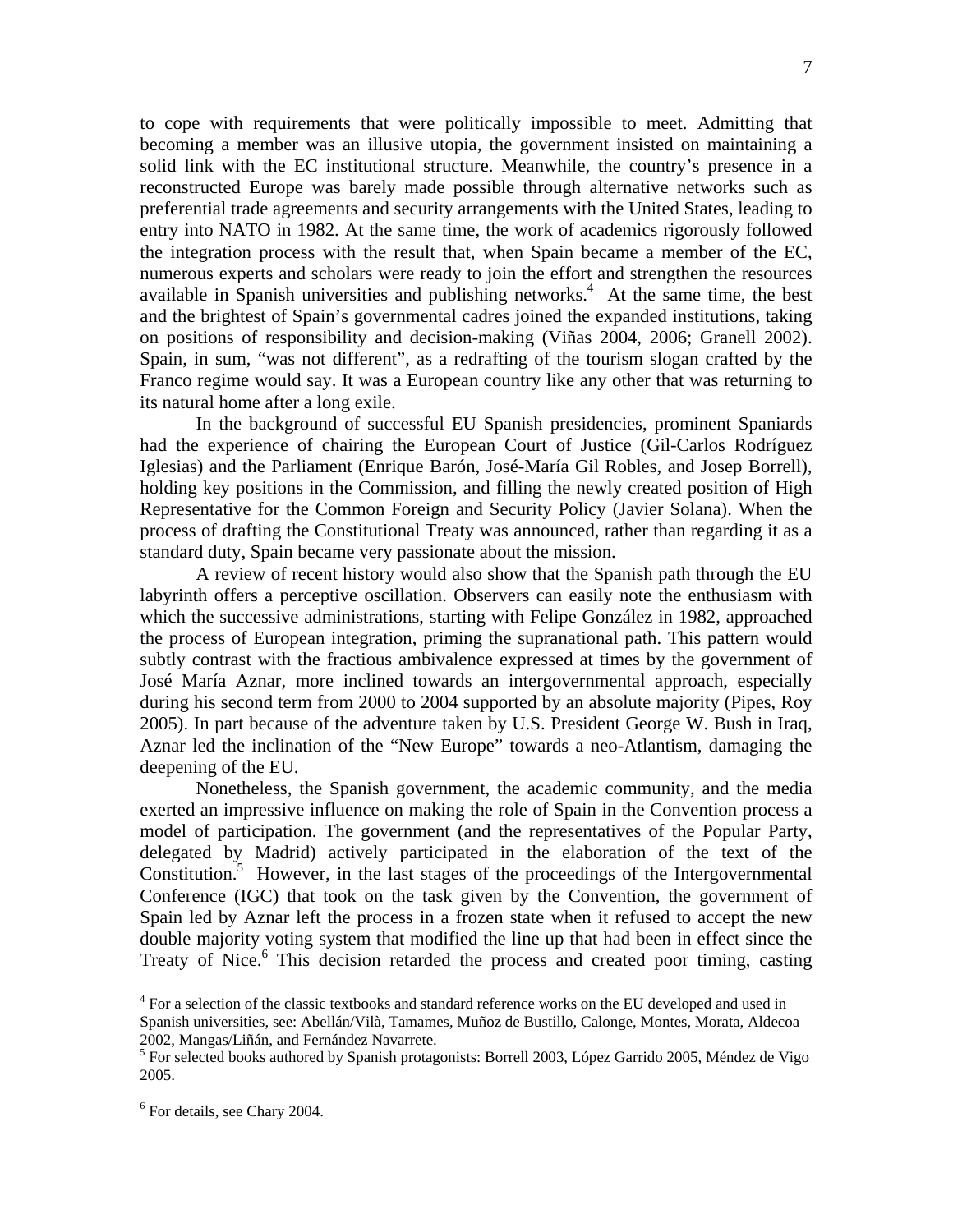to cope with requirements that were politically impossible to meet. Admitting that becoming a member was an illusive utopia, the government insisted on maintaining a solid link with the EC institutional structure. Meanwhile, the country's presence in a reconstructed Europe was barely made possible through alternative networks such as preferential trade agreements and security arrangements with the United States, leading to entry into NATO in 1982. At the same time, the work of academics rigorously followed the integration process with the result that, when Spain became a member of the EC, numerous experts and scholars were ready to join the effort and strengthen the resources available in Spanish universities and publishing networks.[4] At the same time, the best and the brightest of Spain's governmental cadres joined the expanded institutions, taking on positions of responsibility and decision-making (Viñas 2004, 2006; Granell 2002). Spain, in sum, "was not different", as a redrafting of the tourism slogan crafted by the Franco regime would say. It was a European country like any other that was returning to its natural home after a long exile.

In the background of successful EU Spanish presidencies, prominent Spaniards had the experience of chairing the European Court of Justice (Gil-Carlos Rodríguez Iglesias) and the Parliament (Enrique Barón, José-María Gil Robles, and Josep Borrell), holding key positions in the Commission, and filling the newly created position of High Representative for the Common Foreign and Security Policy (Javier Solana). When the process of drafting the Constitutional Treaty was announced, rather than regarding it as a standard duty, Spain became very passionate about the mission.

A review of recent history would also show that the Spanish path through the EU labyrinth offers a perceptive oscillation. Observers can easily note the enthusiasm with which the successive administrations, starting with Felipe González in 1982, approached the process of European integration, priming the supranational path. This pattern would subtly contrast with the fractious ambivalence expressed at times by the government of José María Aznar, more inclined towards an intergovernmental approach, especially during his second term from 2000 to 2004 supported by an absolute majority (Pipes, Roy 2005). In part because of the adventure taken by U.S. President George W. Bush in Iraq, Aznar led the inclination of the "New Europe" towards a neo-Atlantism, damaging the deepening of the EU.

Nonetheless, the Spanish government, the academic community, and the media exerted an impressive influence on making the role of Spain in the Convention process a model of participation. The government (and the representatives of the Popular Party, delegated by Madrid) actively participated in the elaboration of the text of the Constitution.[5] However, in the last stages of the proceedings of the Intergovernmental Conference (IGC) that took on the task given by the Convention, the government of Spain led by Aznar left the process in a frozen state when it refused to accept the new double majority voting system that modified the line up that had been in effect since the Treaty of Nice.[6] This decision retarded the process and created poor timing, casting

---

[4] For a selection of the classic textbooks and standard reference works on the EU developed and used in Spanish universities, see: Abellán/Vilà, Tamames, Muñoz de Bustillo, Calonge, Montes, Morata, Aldecoa 2002, Mangas/Liñán, and Fernández Navarrete.

[5] For selected books authored by Spanish protagonists: Borrell 2003, López Garrido 2005, Méndez de Vigo 2005.

[6] For details, see Chary 2004.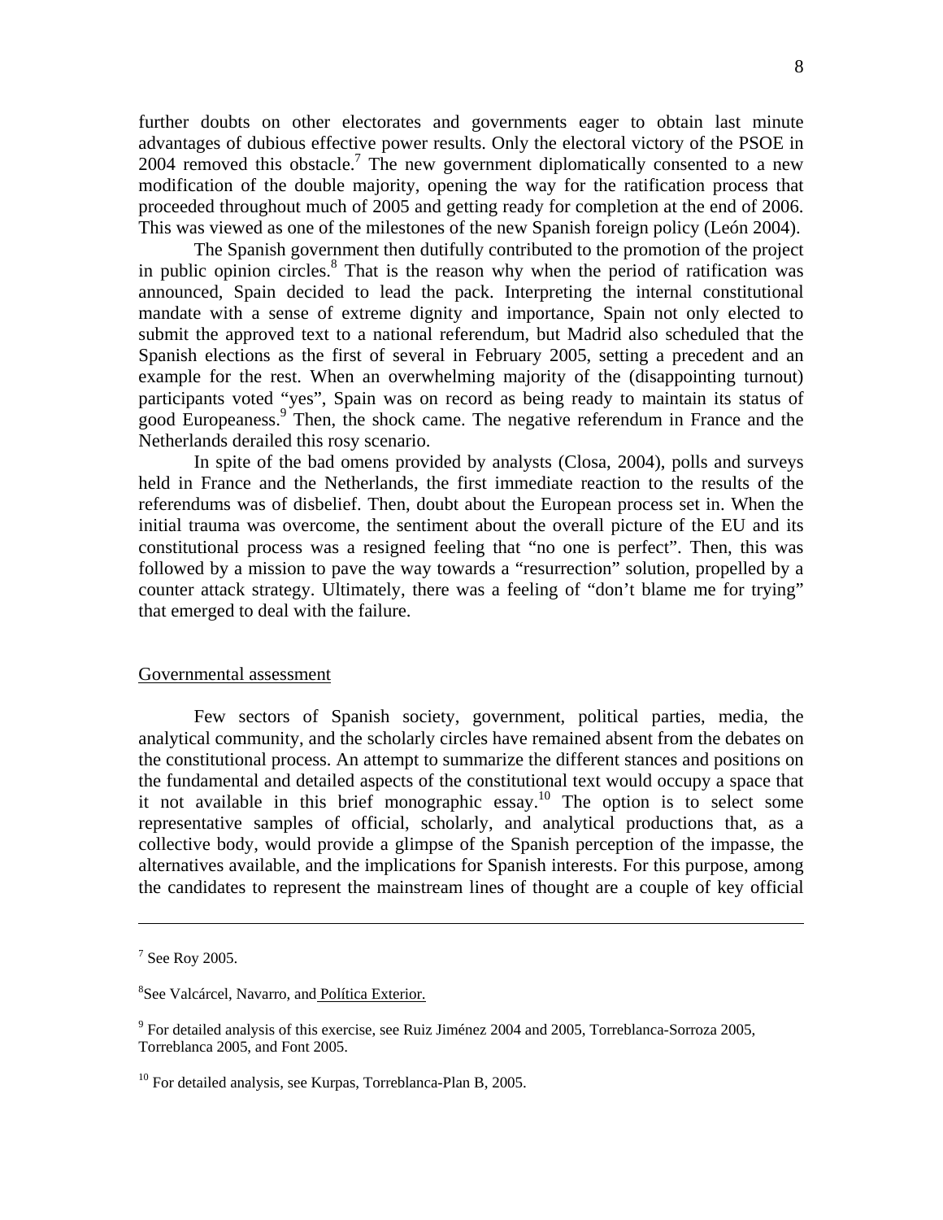further doubts on other electorates and governments eager to obtain last minute advantages of dubious effective power results. Only the electoral victory of the PSOE in 2004 removed this obstacle.[7] The new government diplomatically consented to a new modification of the double majority, opening the way for the ratification process that proceeded throughout much of 2005 and getting ready for completion at the end of 2006. This was viewed as one of the milestones of the new Spanish foreign policy (León 2004).

The Spanish government then dutifully contributed to the promotion of the project in public opinion circles.[8] That is the reason why when the period of ratification was announced, Spain decided to lead the pack. Interpreting the internal constitutional mandate with a sense of extreme dignity and importance, Spain not only elected to submit the approved text to a national referendum, but Madrid also scheduled that the Spanish elections as the first of several in February 2005, setting a precedent and an example for the rest. When an overwhelming majority of the (disappointing turnout) participants voted "yes", Spain was on record as being ready to maintain its status of good Europeaness.[9] Then, the shock came. The negative referendum in France and the Netherlands derailed this rosy scenario.

In spite of the bad omens provided by analysts (Closa, 2004), polls and surveys held in France and the Netherlands, the first immediate reaction to the results of the referendums was of disbelief. Then, doubt about the European process set in. When the initial trauma was overcome, the sentiment about the overall picture of the EU and its constitutional process was a resigned feeling that "no one is perfect". Then, this was followed by a mission to pave the way towards a "resurrection" solution, propelled by a counter attack strategy. Ultimately, there was a feeling of "don't blame me for trying" that emerged to deal with the failure.

## Governmental assessment

Few sectors of Spanish society, government, political parties, media, the analytical community, and the scholarly circles have remained absent from the debates on the constitutional process. An attempt to summarize the different stances and positions on the fundamental and detailed aspects of the constitutional text would occupy a space that it not available in this brief monographic essay.[10] The option is to select some representative samples of official, scholarly, and analytical productions that, as a collective body, would provide a glimpse of the Spanish perception of the impasse, the alternatives available, and the implications for Spanish interests. For this purpose, among the candidates to represent the mainstream lines of thought are a couple of key official

---

[7] See Roy 2005.

[8] See Valcárcel, Navarro, and Política Exterior.

[9] For detailed analysis of this exercise, see Ruiz Jiménez 2004 and 2005, Torreblanca-Sorroza 2005, Torreblanca 2005, and Font 2005.

[10] For detailed analysis, see Kurpas, Torreblanca-Plan B, 2005.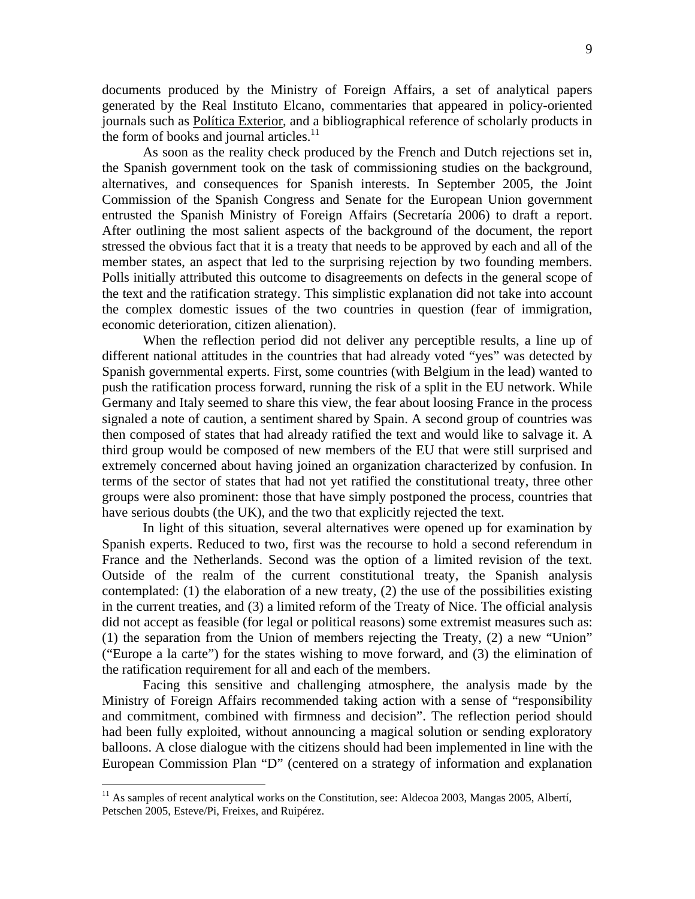documents produced by the Ministry of Foreign Affairs, a set of analytical papers generated by the Real Instituto Elcano, commentaries that appeared in policy-oriented journals such as Política Exterior, and a bibliographical reference of scholarly products in the form of books and journal articles.[11]

As soon as the reality check produced by the French and Dutch rejections set in, the Spanish government took on the task of commissioning studies on the background, alternatives, and consequences for Spanish interests. In September 2005, the Joint Commission of the Spanish Congress and Senate for the European Union government entrusted the Spanish Ministry of Foreign Affairs (Secretaría 2006) to draft a report. After outlining the most salient aspects of the background of the document, the report stressed the obvious fact that it is a treaty that needs to be approved by each and all of the member states, an aspect that led to the surprising rejection by two founding members. Polls initially attributed this outcome to disagreements on defects in the general scope of the text and the ratification strategy. This simplistic explanation did not take into account the complex domestic issues of the two countries in question (fear of immigration, economic deterioration, citizen alienation).

When the reflection period did not deliver any perceptible results, a line up of different national attitudes in the countries that had already voted "yes" was detected by Spanish governmental experts. First, some countries (with Belgium in the lead) wanted to push the ratification process forward, running the risk of a split in the EU network. While Germany and Italy seemed to share this view, the fear about loosing France in the process signaled a note of caution, a sentiment shared by Spain. A second group of countries was then composed of states that had already ratified the text and would like to salvage it. A third group would be composed of new members of the EU that were still surprised and extremely concerned about having joined an organization characterized by confusion. In terms of the sector of states that had not yet ratified the constitutional treaty, three other groups were also prominent: those that have simply postponed the process, countries that have serious doubts (the UK), and the two that explicitly rejected the text.

In light of this situation, several alternatives were opened up for examination by Spanish experts. Reduced to two, first was the recourse to hold a second referendum in France and the Netherlands. Second was the option of a limited revision of the text. Outside of the realm of the current constitutional treaty, the Spanish analysis contemplated: (1) the elaboration of a new treaty, (2) the use of the possibilities existing in the current treaties, and (3) a limited reform of the Treaty of Nice. The official analysis did not accept as feasible (for legal or political reasons) some extremist measures such as: (1) the separation from the Union of members rejecting the Treaty, (2) a new "Union" ("Europe a la carte") for the states wishing to move forward, and (3) the elimination of the ratification requirement for all and each of the members.

Facing this sensitive and challenging atmosphere, the analysis made by the Ministry of Foreign Affairs recommended taking action with a sense of "responsibility and commitment, combined with firmness and decision". The reflection period should had been fully exploited, without announcing a magical solution or sending exploratory balloons. A close dialogue with the citizens should had been implemented in line with the European Commission Plan "D" (centered on a strategy of information and explanation

---

[11] As samples of recent analytical works on the Constitution, see: Aldecoa 2003, Mangas 2005, Albertí, Petschen 2005, Esteve/Pi, Freixes, and Ruipérez.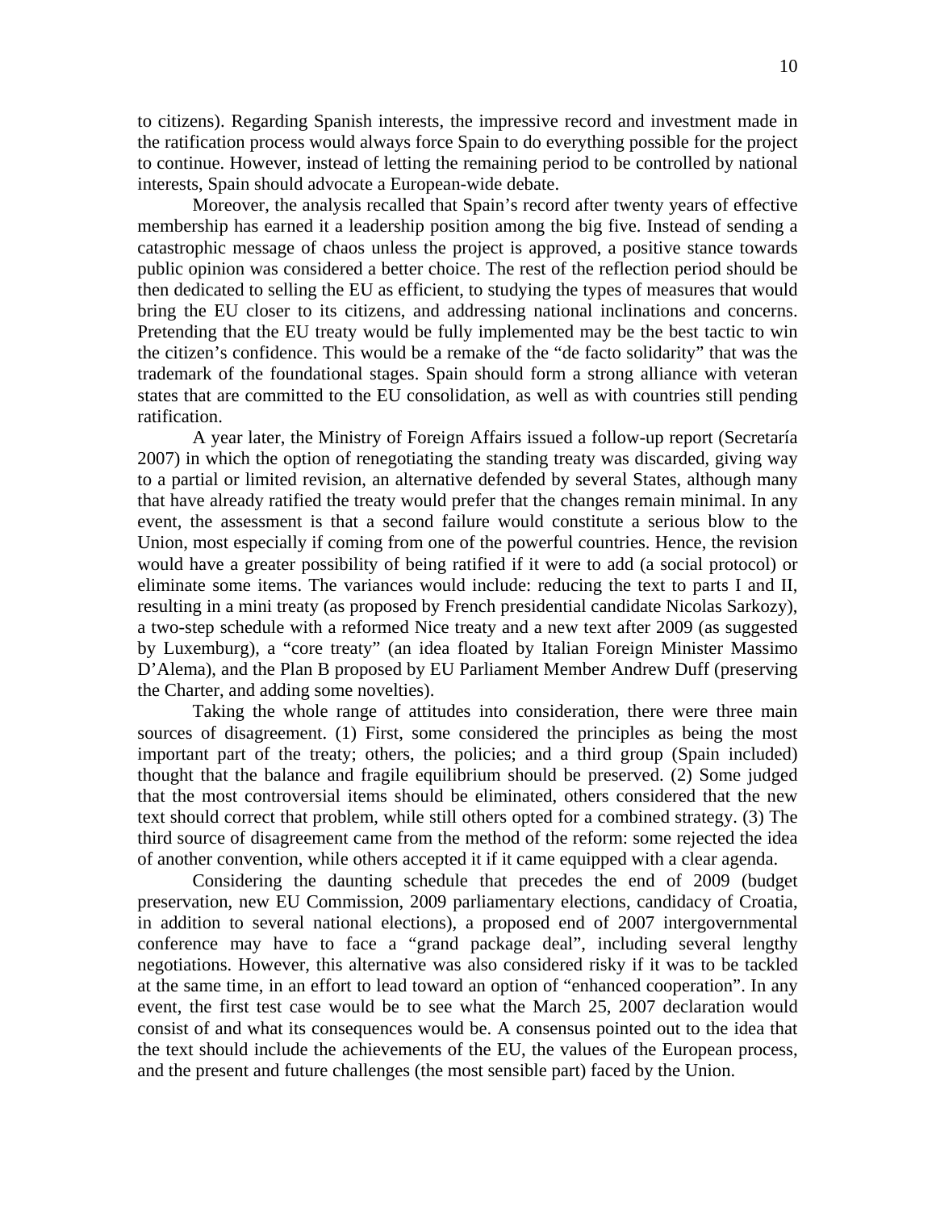to citizens). Regarding Spanish interests, the impressive record and investment made in the ratification process would always force Spain to do everything possible for the project to continue. However, instead of letting the remaining period to be controlled by national interests, Spain should advocate a European-wide debate.

Moreover, the analysis recalled that Spain's record after twenty years of effective membership has earned it a leadership position among the big five. Instead of sending a catastrophic message of chaos unless the project is approved, a positive stance towards public opinion was considered a better choice. The rest of the reflection period should be then dedicated to selling the EU as efficient, to studying the types of measures that would bring the EU closer to its citizens, and addressing national inclinations and concerns. Pretending that the EU treaty would be fully implemented may be the best tactic to win the citizen's confidence. This would be a remake of the "de facto solidarity" that was the trademark of the foundational stages. Spain should form a strong alliance with veteran states that are committed to the EU consolidation, as well as with countries still pending ratification.

A year later, the Ministry of Foreign Affairs issued a follow-up report (Secretaría 2007) in which the option of renegotiating the standing treaty was discarded, giving way to a partial or limited revision, an alternative defended by several States, although many that have already ratified the treaty would prefer that the changes remain minimal. In any event, the assessment is that a second failure would constitute a serious blow to the Union, most especially if coming from one of the powerful countries. Hence, the revision would have a greater possibility of being ratified if it were to add (a social protocol) or eliminate some items. The variances would include: reducing the text to parts I and II, resulting in a mini treaty (as proposed by French presidential candidate Nicolas Sarkozy), a two-step schedule with a reformed Nice treaty and a new text after 2009 (as suggested by Luxemburg), a "core treaty" (an idea floated by Italian Foreign Minister Massimo D'Alema), and the Plan B proposed by EU Parliament Member Andrew Duff (preserving the Charter, and adding some novelties).

Taking the whole range of attitudes into consideration, there were three main sources of disagreement. (1) First, some considered the principles as being the most important part of the treaty; others, the policies; and a third group (Spain included) thought that the balance and fragile equilibrium should be preserved. (2) Some judged that the most controversial items should be eliminated, others considered that the new text should correct that problem, while still others opted for a combined strategy. (3) The third source of disagreement came from the method of the reform: some rejected the idea of another convention, while others accepted it if it came equipped with a clear agenda.

Considering the daunting schedule that precedes the end of 2009 (budget preservation, new EU Commission, 2009 parliamentary elections, candidacy of Croatia, in addition to several national elections), a proposed end of 2007 intergovernmental conference may have to face a "grand package deal", including several lengthy negotiations. However, this alternative was also considered risky if it was to be tackled at the same time, in an effort to lead toward an option of "enhanced cooperation". In any event, the first test case would be to see what the March 25, 2007 declaration would consist of and what its consequences would be. A consensus pointed out to the idea that the text should include the achievements of the EU, the values of the European process, and the present and future challenges (the most sensible part) faced by the Union.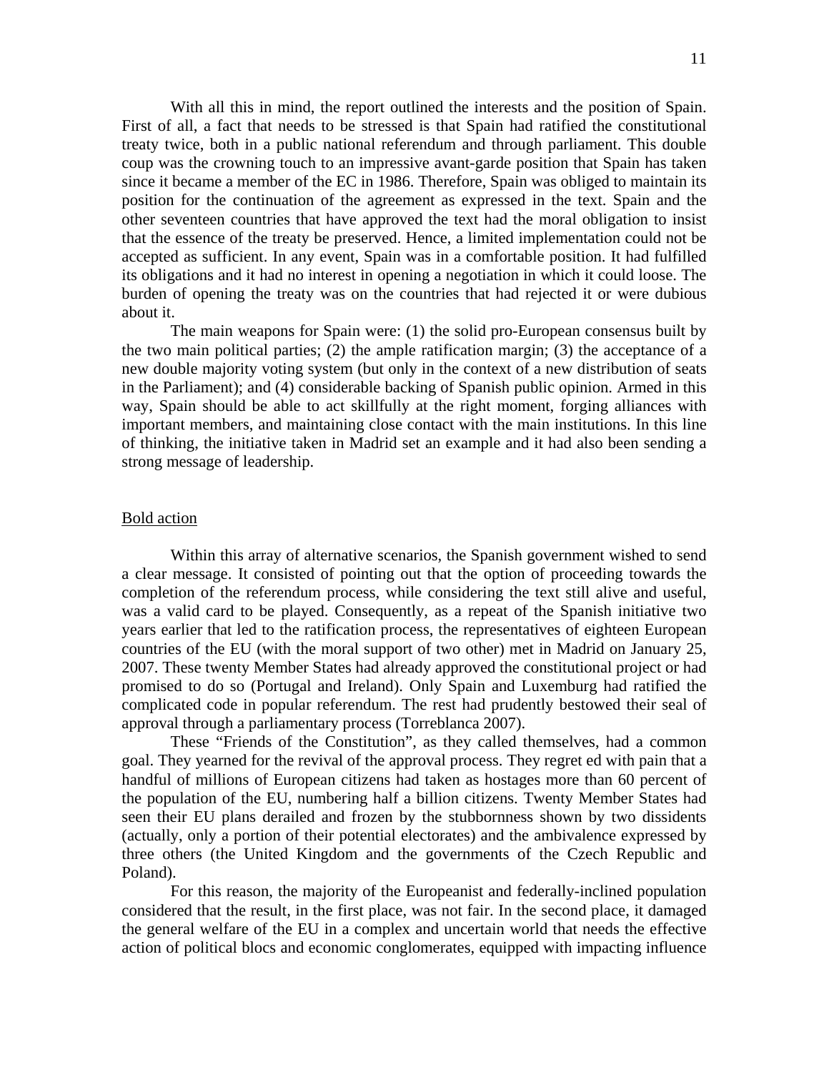With all this in mind, the report outlined the interests and the position of Spain. First of all, a fact that needs to be stressed is that Spain had ratified the constitutional treaty twice, both in a public national referendum and through parliament. This double coup was the crowning touch to an impressive avant-garde position that Spain has taken since it became a member of the EC in 1986. Therefore, Spain was obliged to maintain its position for the continuation of the agreement as expressed in the text. Spain and the other seventeen countries that have approved the text had the moral obligation to insist that the essence of the treaty be preserved. Hence, a limited implementation could not be accepted as sufficient. In any event, Spain was in a comfortable position. It had fulfilled its obligations and it had no interest in opening a negotiation in which it could loose. The burden of opening the treaty was on the countries that had rejected it or were dubious about it.

The main weapons for Spain were: (1) the solid pro-European consensus built by the two main political parties; (2) the ample ratification margin; (3) the acceptance of a new double majority voting system (but only in the context of a new distribution of seats in the Parliament); and (4) considerable backing of Spanish public opinion. Armed in this way, Spain should be able to act skillfully at the right moment, forging alliances with important members, and maintaining close contact with the main institutions. In this line of thinking, the initiative taken in Madrid set an example and it had also been sending a strong message of leadership.

## Bold action

Within this array of alternative scenarios, the Spanish government wished to send a clear message. It consisted of pointing out that the option of proceeding towards the completion of the referendum process, while considering the text still alive and useful, was a valid card to be played. Consequently, as a repeat of the Spanish initiative two years earlier that led to the ratification process, the representatives of eighteen European countries of the EU (with the moral support of two other) met in Madrid on January 25, 2007. These twenty Member States had already approved the constitutional project or had promised to do so (Portugal and Ireland). Only Spain and Luxemburg had ratified the complicated code in popular referendum. The rest had prudently bestowed their seal of approval through a parliamentary process (Torreblanca 2007).

These "Friends of the Constitution", as they called themselves, had a common goal. They yearned for the revival of the approval process. They regret ed with pain that a handful of millions of European citizens had taken as hostages more than 60 percent of the population of the EU, numbering half a billion citizens. Twenty Member States had seen their EU plans derailed and frozen by the stubbornness shown by two dissidents (actually, only a portion of their potential electorates) and the ambivalence expressed by three others (the United Kingdom and the governments of the Czech Republic and Poland).

For this reason, the majority of the Europeanist and federally-inclined population considered that the result, in the first place, was not fair. In the second place, it damaged the general welfare of the EU in a complex and uncertain world that needs the effective action of political blocs and economic conglomerates, equipped with impacting influence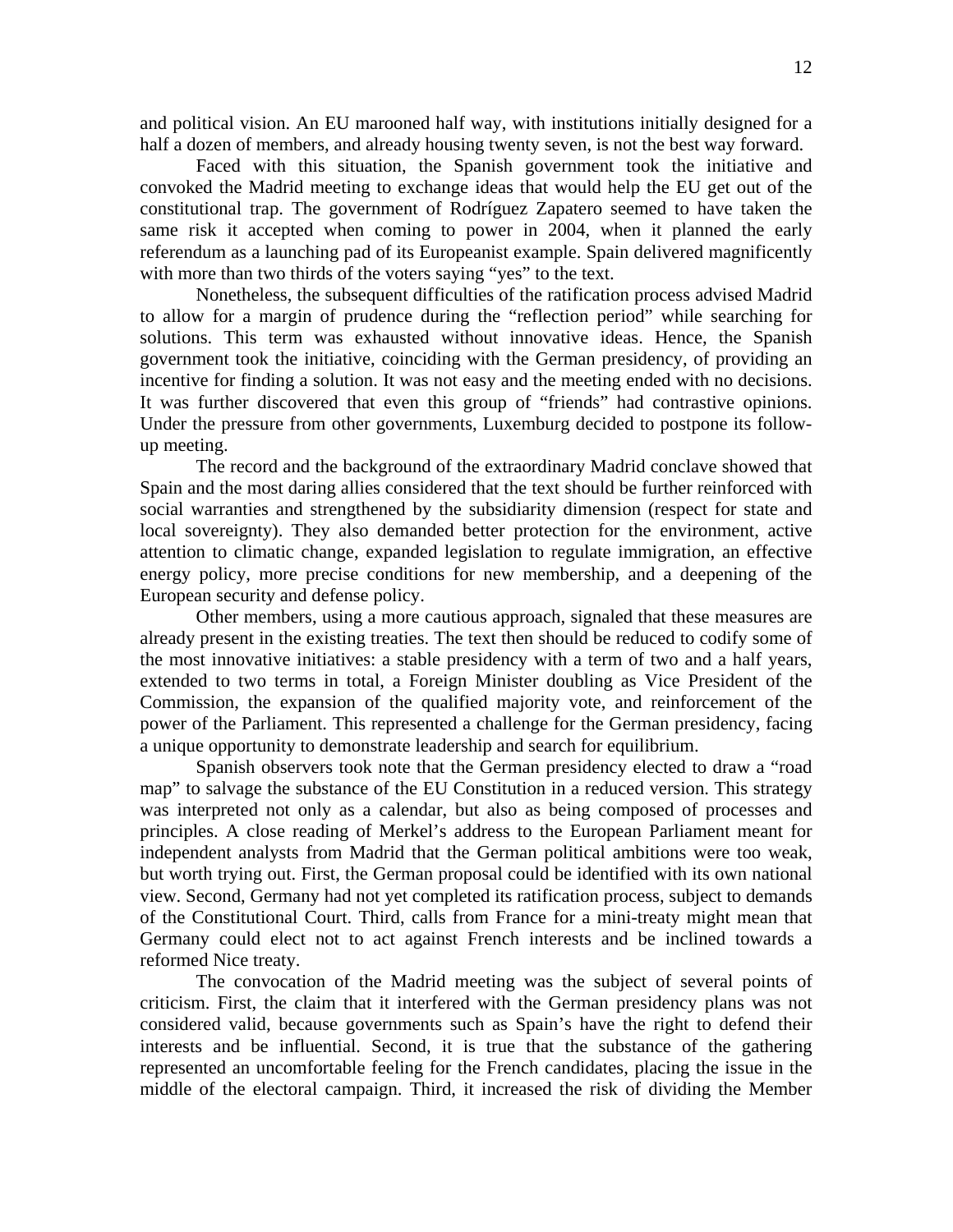and political vision. An EU marooned half way, with institutions initially designed for a half a dozen of members, and already housing twenty seven, is not the best way forward.

Faced with this situation, the Spanish government took the initiative and convoked the Madrid meeting to exchange ideas that would help the EU get out of the constitutional trap. The government of Rodríguez Zapatero seemed to have taken the same risk it accepted when coming to power in 2004, when it planned the early referendum as a launching pad of its Europeanist example. Spain delivered magnificently with more than two thirds of the voters saying "yes" to the text.

Nonetheless, the subsequent difficulties of the ratification process advised Madrid to allow for a margin of prudence during the "reflection period" while searching for solutions. This term was exhausted without innovative ideas. Hence, the Spanish government took the initiative, coinciding with the German presidency, of providing an incentive for finding a solution. It was not easy and the meeting ended with no decisions. It was further discovered that even this group of "friends" had contrastive opinions. Under the pressure from other governments, Luxemburg decided to postpone its follow-up meeting.

The record and the background of the extraordinary Madrid conclave showed that Spain and the most daring allies considered that the text should be further reinforced with social warranties and strengthened by the subsidiarity dimension (respect for state and local sovereignty). They also demanded better protection for the environment, active attention to climatic change, expanded legislation to regulate immigration, an effective energy policy, more precise conditions for new membership, and a deepening of the European security and defense policy.

Other members, using a more cautious approach, signaled that these measures are already present in the existing treaties. The text then should be reduced to codify some of the most innovative initiatives: a stable presidency with a term of two and a half years, extended to two terms in total, a Foreign Minister doubling as Vice President of the Commission, the expansion of the qualified majority vote, and reinforcement of the power of the Parliament. This represented a challenge for the German presidency, facing a unique opportunity to demonstrate leadership and search for equilibrium.

Spanish observers took note that the German presidency elected to draw a "road map" to salvage the substance of the EU Constitution in a reduced version. This strategy was interpreted not only as a calendar, but also as being composed of processes and principles. A close reading of Merkel's address to the European Parliament meant for independent analysts from Madrid that the German political ambitions were too weak, but worth trying out. First, the German proposal could be identified with its own national view. Second, Germany had not yet completed its ratification process, subject to demands of the Constitutional Court. Third, calls from France for a mini-treaty might mean that Germany could elect not to act against French interests and be inclined towards a reformed Nice treaty.

The convocation of the Madrid meeting was the subject of several points of criticism. First, the claim that it interfered with the German presidency plans was not considered valid, because governments such as Spain's have the right to defend their interests and be influential. Second, it is true that the substance of the gathering represented an uncomfortable feeling for the French candidates, placing the issue in the middle of the electoral campaign. Third, it increased the risk of dividing the Member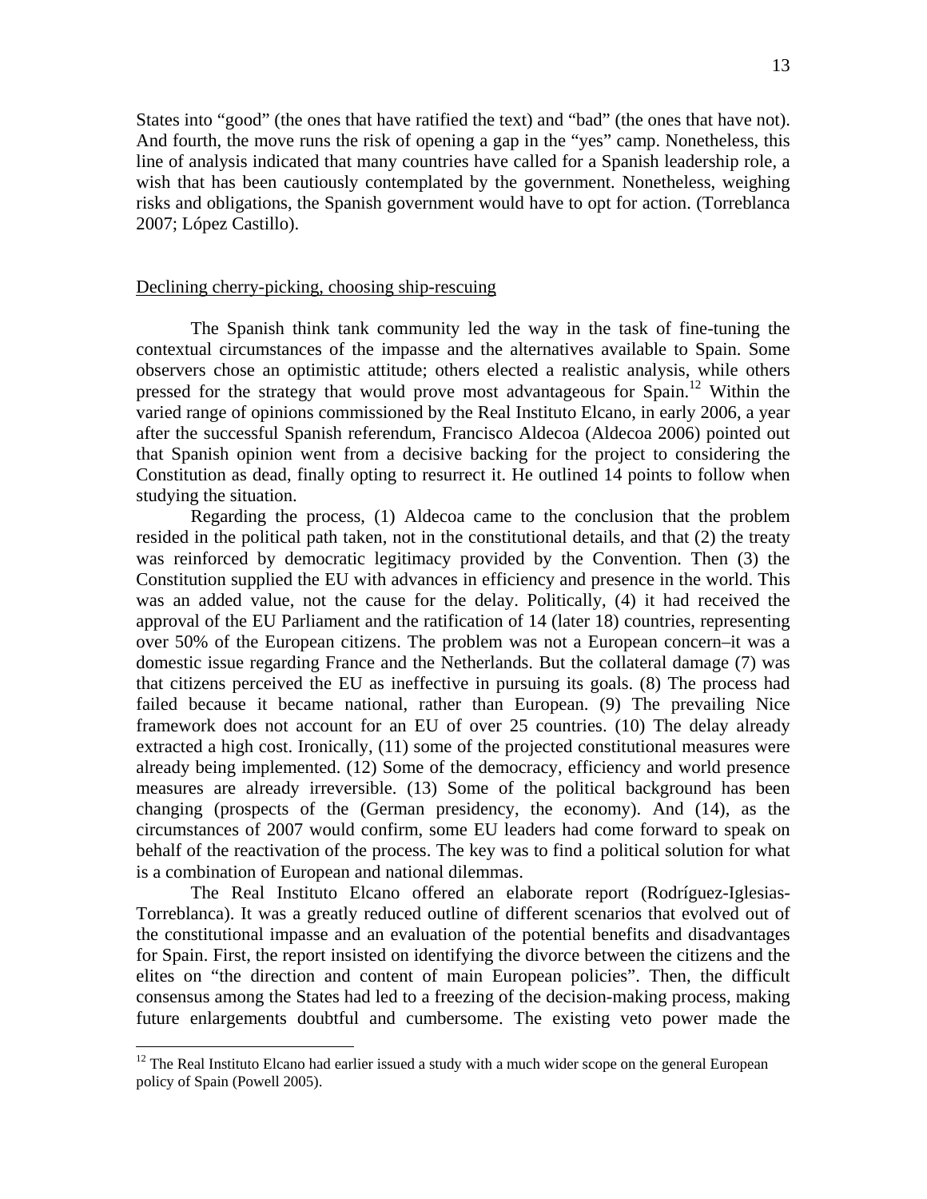States into "good" (the ones that have ratified the text) and "bad" (the ones that have not). And fourth, the move runs the risk of opening a gap in the "yes" camp. Nonetheless, this line of analysis indicated that many countries have called for a Spanish leadership role, a wish that has been cautiously contemplated by the government. Nonetheless, weighing risks and obligations, the Spanish government would have to opt for action. (Torreblanca 2007; López Castillo).

## Declining cherry-picking, choosing ship-rescuing

The Spanish think tank community led the way in the task of fine-tuning the contextual circumstances of the impasse and the alternatives available to Spain. Some observers chose an optimistic attitude; others elected a realistic analysis, while others pressed for the strategy that would prove most advantageous for Spain.[12] Within the varied range of opinions commissioned by the Real Instituto Elcano, in early 2006, a year after the successful Spanish referendum, Francisco Aldecoa (Aldecoa 2006) pointed out that Spanish opinion went from a decisive backing for the project to considering the Constitution as dead, finally opting to resurrect it. He outlined 14 points to follow when studying the situation.

Regarding the process, (1) Aldecoa came to the conclusion that the problem resided in the political path taken, not in the constitutional details, and that (2) the treaty was reinforced by democratic legitimacy provided by the Convention. Then (3) the Constitution supplied the EU with advances in efficiency and presence in the world. This was an added value, not the cause for the delay. Politically, (4) it had received the approval of the EU Parliament and the ratification of 14 (later 18) countries, representing over 50% of the European citizens. The problem was not a European concern–it was a domestic issue regarding France and the Netherlands. But the collateral damage (7) was that citizens perceived the EU as ineffective in pursuing its goals. (8) The process had failed because it became national, rather than European. (9) The prevailing Nice framework does not account for an EU of over 25 countries. (10) The delay already extracted a high cost. Ironically, (11) some of the projected constitutional measures were already being implemented. (12) Some of the democracy, efficiency and world presence measures are already irreversible. (13) Some of the political background has been changing (prospects of the (German presidency, the economy). And (14), as the circumstances of 2007 would confirm, some EU leaders had come forward to speak on behalf of the reactivation of the process. The key was to find a political solution for what is a combination of European and national dilemmas.

The Real Instituto Elcano offered an elaborate report (Rodríguez-Iglesias-Torreblanca). It was a greatly reduced outline of different scenarios that evolved out of the constitutional impasse and an evaluation of the potential benefits and disadvantages for Spain. First, the report insisted on identifying the divorce between the citizens and the elites on "the direction and content of main European policies". Then, the difficult consensus among the States had led to a freezing of the decision-making process, making future enlargements doubtful and cumbersome. The existing veto power made the

[12] The Real Instituto Elcano had earlier issued a study with a much wider scope on the general European policy of Spain (Powell 2005).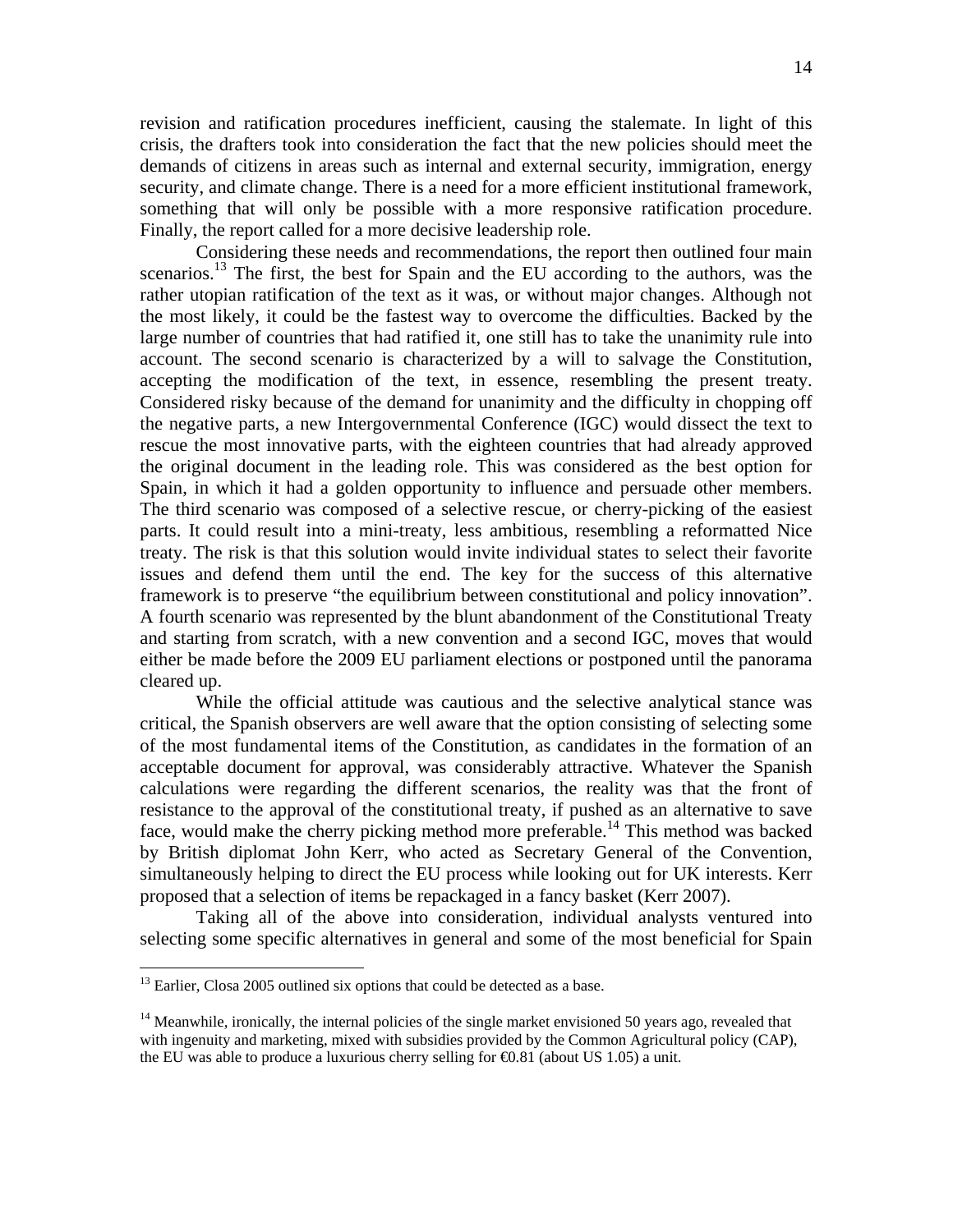revision and ratification procedures inefficient, causing the stalemate. In light of this crisis, the drafters took into consideration the fact that the new policies should meet the demands of citizens in areas such as internal and external security, immigration, energy security, and climate change. There is a need for a more efficient institutional framework, something that will only be possible with a more responsive ratification procedure. Finally, the report called for a more decisive leadership role.

Considering these needs and recommendations, the report then outlined four main scenarios.[13] The first, the best for Spain and the EU according to the authors, was the rather utopian ratification of the text as it was, or without major changes. Although not the most likely, it could be the fastest way to overcome the difficulties. Backed by the large number of countries that had ratified it, one still has to take the unanimity rule into account. The second scenario is characterized by a will to salvage the Constitution, accepting the modification of the text, in essence, resembling the present treaty. Considered risky because of the demand for unanimity and the difficulty in chopping off the negative parts, a new Intergovernmental Conference (IGC) would dissect the text to rescue the most innovative parts, with the eighteen countries that had already approved the original document in the leading role. This was considered as the best option for Spain, in which it had a golden opportunity to influence and persuade other members. The third scenario was composed of a selective rescue, or cherry-picking of the easiest parts. It could result into a mini-treaty, less ambitious, resembling a reformatted Nice treaty. The risk is that this solution would invite individual states to select their favorite issues and defend them until the end. The key for the success of this alternative framework is to preserve "the equilibrium between constitutional and policy innovation". A fourth scenario was represented by the blunt abandonment of the Constitutional Treaty and starting from scratch, with a new convention and a second IGC, moves that would either be made before the 2009 EU parliament elections or postponed until the panorama cleared up.

While the official attitude was cautious and the selective analytical stance was critical, the Spanish observers are well aware that the option consisting of selecting some of the most fundamental items of the Constitution, as candidates in the formation of an acceptable document for approval, was considerably attractive. Whatever the Spanish calculations were regarding the different scenarios, the reality was that the front of resistance to the approval of the constitutional treaty, if pushed as an alternative to save face, would make the cherry picking method more preferable.[14] This method was backed by British diplomat John Kerr, who acted as Secretary General of the Convention, simultaneously helping to direct the EU process while looking out for UK interests. Kerr proposed that a selection of items be repackaged in a fancy basket (Kerr 2007).

Taking all of the above into consideration, individual analysts ventured into selecting some specific alternatives in general and some of the most beneficial for Spain

[13] Earlier, Closa 2005 outlined six options that could be detected as a base.

[14] Meanwhile, ironically, the internal policies of the single market envisioned 50 years ago, revealed that with ingenuity and marketing, mixed with subsidies provided by the Common Agricultural policy (CAP), the EU was able to produce a luxurious cherry selling for €0.81 (about US 1.05) a unit.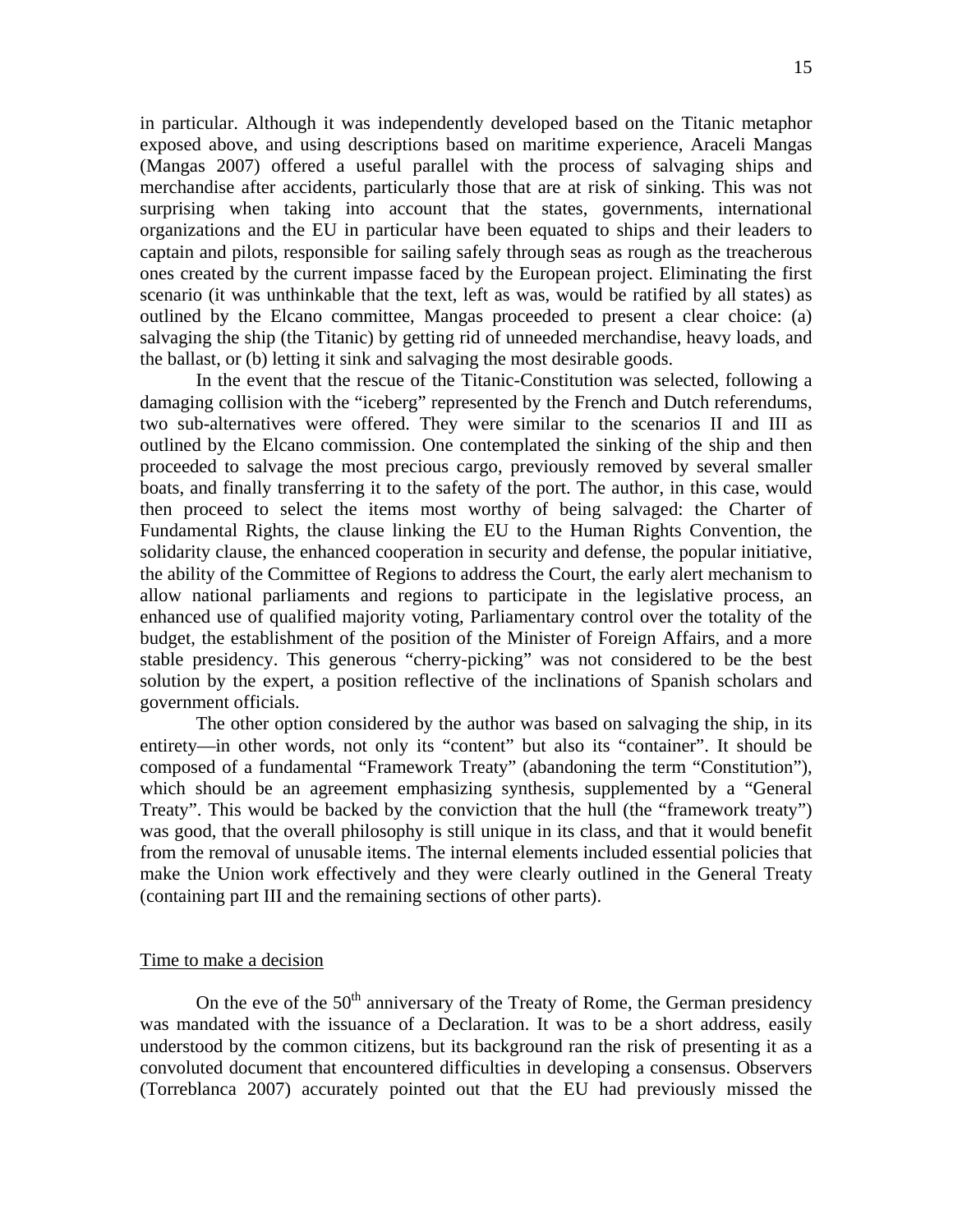in particular. Although it was independently developed based on the Titanic metaphor exposed above, and using descriptions based on maritime experience, Araceli Mangas (Mangas 2007) offered a useful parallel with the process of salvaging ships and merchandise after accidents, particularly those that are at risk of sinking. This was not surprising when taking into account that the states, governments, international organizations and the EU in particular have been equated to ships and their leaders to captain and pilots, responsible for sailing safely through seas as rough as the treacherous ones created by the current impasse faced by the European project. Eliminating the first scenario (it was unthinkable that the text, left as was, would be ratified by all states) as outlined by the Elcano committee, Mangas proceeded to present a clear choice: (a) salvaging the ship (the Titanic) by getting rid of unneeded merchandise, heavy loads, and the ballast, or (b) letting it sink and salvaging the most desirable goods.

In the event that the rescue of the Titanic-Constitution was selected, following a damaging collision with the "iceberg" represented by the French and Dutch referendums, two sub-alternatives were offered. They were similar to the scenarios II and III as outlined by the Elcano commission. One contemplated the sinking of the ship and then proceeded to salvage the most precious cargo, previously removed by several smaller boats, and finally transferring it to the safety of the port. The author, in this case, would then proceed to select the items most worthy of being salvaged: the Charter of Fundamental Rights, the clause linking the EU to the Human Rights Convention, the solidarity clause, the enhanced cooperation in security and defense, the popular initiative, the ability of the Committee of Regions to address the Court, the early alert mechanism to allow national parliaments and regions to participate in the legislative process, an enhanced use of qualified majority voting, Parliamentary control over the totality of the budget, the establishment of the position of the Minister of Foreign Affairs, and a more stable presidency. This generous "cherry-picking" was not considered to be the best solution by the expert, a position reflective of the inclinations of Spanish scholars and government officials.

The other option considered by the author was based on salvaging the ship, in its entirety—in other words, not only its "content" but also its "container". It should be composed of a fundamental "Framework Treaty" (abandoning the term "Constitution"), which should be an agreement emphasizing synthesis, supplemented by a "General Treaty". This would be backed by the conviction that the hull (the "framework treaty") was good, that the overall philosophy is still unique in its class, and that it would benefit from the removal of unusable items. The internal elements included essential policies that make the Union work effectively and they were clearly outlined in the General Treaty (containing part III and the remaining sections of other parts).

## Time to make a decision

On the eve of the 50th anniversary of the Treaty of Rome, the German presidency was mandated with the issuance of a Declaration. It was to be a short address, easily understood by the common citizens, but its background ran the risk of presenting it as a convoluted document that encountered difficulties in developing a consensus. Observers (Torreblanca 2007) accurately pointed out that the EU had previously missed the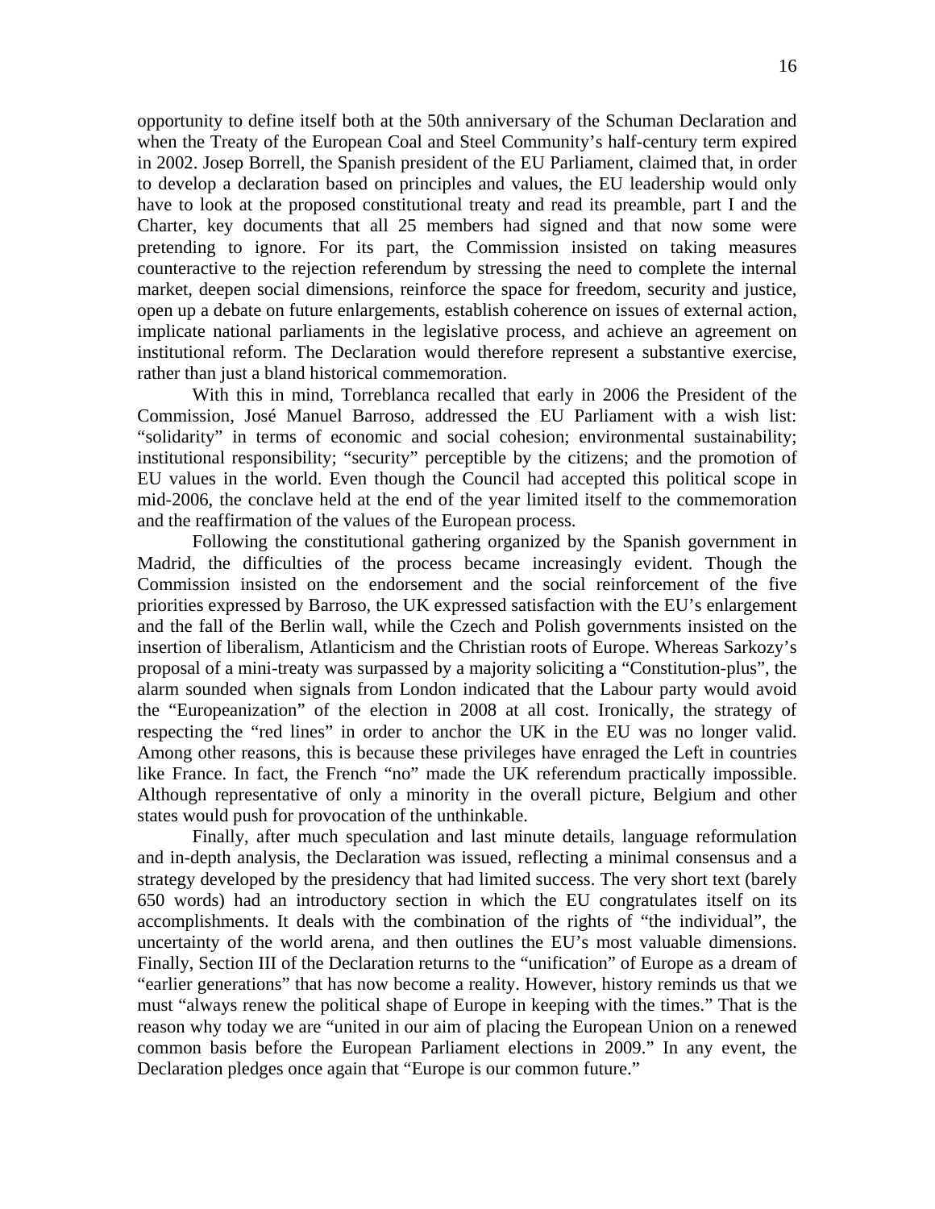opportunity to define itself both at the 50th anniversary of the Schuman Declaration and when the Treaty of the European Coal and Steel Community's half-century term expired in 2002. Josep Borrell, the Spanish president of the EU Parliament, claimed that, in order to develop a declaration based on principles and values, the EU leadership would only have to look at the proposed constitutional treaty and read its preamble, part I and the Charter, key documents that all 25 members had signed and that now some were pretending to ignore. For its part, the Commission insisted on taking measures counteractive to the rejection referendum by stressing the need to complete the internal market, deepen social dimensions, reinforce the space for freedom, security and justice, open up a debate on future enlargements, establish coherence on issues of external action, implicate national parliaments in the legislative process, and achieve an agreement on institutional reform. The Declaration would therefore represent a substantive exercise, rather than just a bland historical commemoration.

With this in mind, Torreblanca recalled that early in 2006 the President of the Commission, José Manuel Barroso, addressed the EU Parliament with a wish list: "solidarity" in terms of economic and social cohesion; environmental sustainability; institutional responsibility; "security" perceptible by the citizens; and the promotion of EU values in the world. Even though the Council had accepted this political scope in mid-2006, the conclave held at the end of the year limited itself to the commemoration and the reaffirmation of the values of the European process.

Following the constitutional gathering organized by the Spanish government in Madrid, the difficulties of the process became increasingly evident. Though the Commission insisted on the endorsement and the social reinforcement of the five priorities expressed by Barroso, the UK expressed satisfaction with the EU's enlargement and the fall of the Berlin wall, while the Czech and Polish governments insisted on the insertion of liberalism, Atlanticism and the Christian roots of Europe. Whereas Sarkozy's proposal of a mini-treaty was surpassed by a majority soliciting a "Constitution-plus", the alarm sounded when signals from London indicated that the Labour party would avoid the "Europeanization" of the election in 2008 at all cost. Ironically, the strategy of respecting the "red lines" in order to anchor the UK in the EU was no longer valid. Among other reasons, this is because these privileges have enraged the Left in countries like France. In fact, the French "no" made the UK referendum practically impossible. Although representative of only a minority in the overall picture, Belgium and other states would push for provocation of the unthinkable.

Finally, after much speculation and last minute details, language reformulation and in-depth analysis, the Declaration was issued, reflecting a minimal consensus and a strategy developed by the presidency that had limited success. The very short text (barely 650 words) had an introductory section in which the EU congratulates itself on its accomplishments. It deals with the combination of the rights of "the individual", the uncertainty of the world arena, and then outlines the EU's most valuable dimensions. Finally, Section III of the Declaration returns to the "unification" of Europe as a dream of "earlier generations" that has now become a reality. However, history reminds us that we must "always renew the political shape of Europe in keeping with the times." That is the reason why today we are "united in our aim of placing the European Union on a renewed common basis before the European Parliament elections in 2009." In any event, the Declaration pledges once again that "Europe is our common future."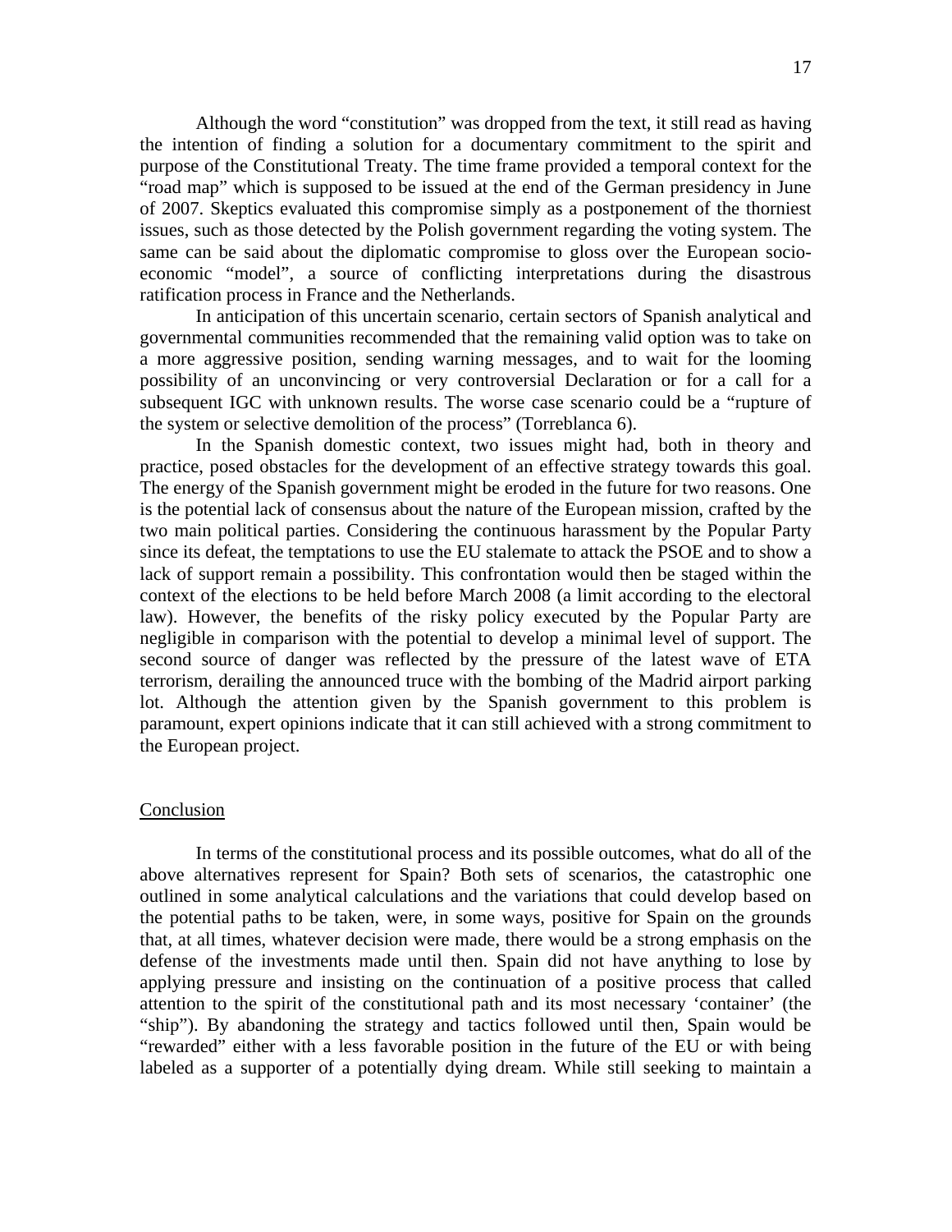Although the word "constitution" was dropped from the text, it still read as having the intention of finding a solution for a documentary commitment to the spirit and purpose of the Constitutional Treaty. The time frame provided a temporal context for the "road map" which is supposed to be issued at the end of the German presidency in June of 2007. Skeptics evaluated this compromise simply as a postponement of the thorniest issues, such as those detected by the Polish government regarding the voting system. The same can be said about the diplomatic compromise to gloss over the European socio-economic "model", a source of conflicting interpretations during the disastrous ratification process in France and the Netherlands.

In anticipation of this uncertain scenario, certain sectors of Spanish analytical and governmental communities recommended that the remaining valid option was to take on a more aggressive position, sending warning messages, and to wait for the looming possibility of an unconvincing or very controversial Declaration or for a call for a subsequent IGC with unknown results. The worse case scenario could be a "rupture of the system or selective demolition of the process" (Torreblanca 6).

In the Spanish domestic context, two issues might had, both in theory and practice, posed obstacles for the development of an effective strategy towards this goal. The energy of the Spanish government might be eroded in the future for two reasons. One is the potential lack of consensus about the nature of the European mission, crafted by the two main political parties. Considering the continuous harassment by the Popular Party since its defeat, the temptations to use the EU stalemate to attack the PSOE and to show a lack of support remain a possibility. This confrontation would then be staged within the context of the elections to be held before March 2008 (a limit according to the electoral law). However, the benefits of the risky policy executed by the Popular Party are negligible in comparison with the potential to develop a minimal level of support. The second source of danger was reflected by the pressure of the latest wave of ETA terrorism, derailing the announced truce with the bombing of the Madrid airport parking lot. Although the attention given by the Spanish government to this problem is paramount, expert opinions indicate that it can still achieved with a strong commitment to the European project.

## Conclusion

In terms of the constitutional process and its possible outcomes, what do all of the above alternatives represent for Spain? Both sets of scenarios, the catastrophic one outlined in some analytical calculations and the variations that could develop based on the potential paths to be taken, were, in some ways, positive for Spain on the grounds that, at all times, whatever decision were made, there would be a strong emphasis on the defense of the investments made until then. Spain did not have anything to lose by applying pressure and insisting on the continuation of a positive process that called attention to the spirit of the constitutional path and its most necessary 'container' (the "ship"). By abandoning the strategy and tactics followed until then, Spain would be "rewarded" either with a less favorable position in the future of the EU or with being labeled as a supporter of a potentially dying dream. While still seeking to maintain a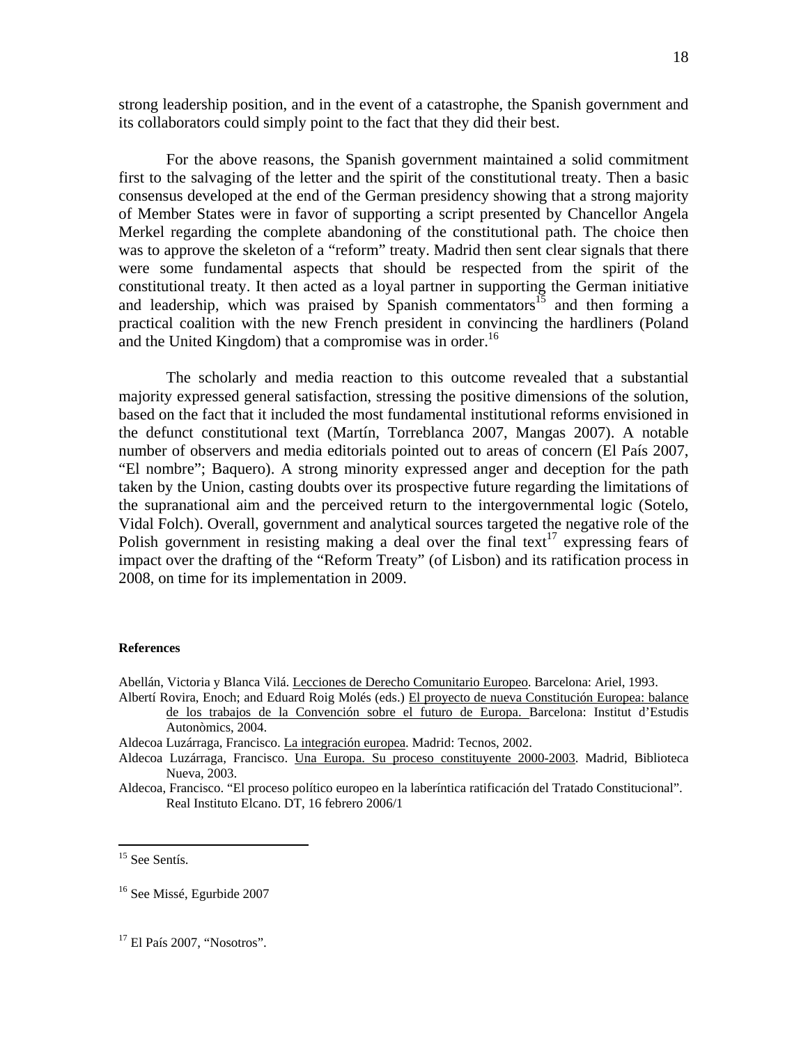strong leadership position, and in the event of a catastrophe, the Spanish government and its collaborators could simply point to the fact that they did their best.

For the above reasons, the Spanish government maintained a solid commitment first to the salvaging of the letter and the spirit of the constitutional treaty. Then a basic consensus developed at the end of the German presidency showing that a strong majority of Member States were in favor of supporting a script presented by Chancellor Angela Merkel regarding the complete abandoning of the constitutional path. The choice then was to approve the skeleton of a "reform" treaty. Madrid then sent clear signals that there were some fundamental aspects that should be respected from the spirit of the constitutional treaty. It then acted as a loyal partner in supporting the German initiative and leadership, which was praised by Spanish commentators[15] and then forming a practical coalition with the new French president in convincing the hardliners (Poland and the United Kingdom) that a compromise was in order.[16]

The scholarly and media reaction to this outcome revealed that a substantial majority expressed general satisfaction, stressing the positive dimensions of the solution, based on the fact that it included the most fundamental institutional reforms envisioned in the defunct constitutional text (Martín, Torreblanca 2007, Mangas 2007). A notable number of observers and media editorials pointed out to areas of concern (El País 2007, "El nombre"; Baquero). A strong minority expressed anger and deception for the path taken by the Union, casting doubts over its prospective future regarding the limitations of the supranational aim and the perceived return to the intergovernmental logic (Sotelo, Vidal Folch). Overall, government and analytical sources targeted the negative role of the Polish government in resisting making a deal over the final text[17] expressing fears of impact over the drafting of the "Reform Treaty" (of Lisbon) and its ratification process in 2008, on time for its implementation in 2009.

**References**

Abellán, Victoria y Blanca Vilá. Lecciones de Derecho Comunitario Europeo. Barcelona: Ariel, 1993.

Albertí Rovira, Enoch; and Eduard Roig Molés (eds.) El proyecto de nueva Constitución Europea: balance de los trabajos de la Convención sobre el futuro de Europa. Barcelona: Institut d'Estudis Autonòmics, 2004.

Aldecoa Luzárraga, Francisco. La integración europea. Madrid: Tecnos, 2002.

Aldecoa Luzárraga, Francisco. Una Europa. Su proceso constituyente 2000-2003. Madrid, Biblioteca Nueva, 2003.

Aldecoa, Francisco. "El proceso político europeo en la laberíntica ratificación del Tratado Constitucional". Real Instituto Elcano. DT, 16 febrero 2006/1

---

[15] See Sentís.

[16] See Missé, Egurbide 2007

[17] El País 2007, "Nosotros".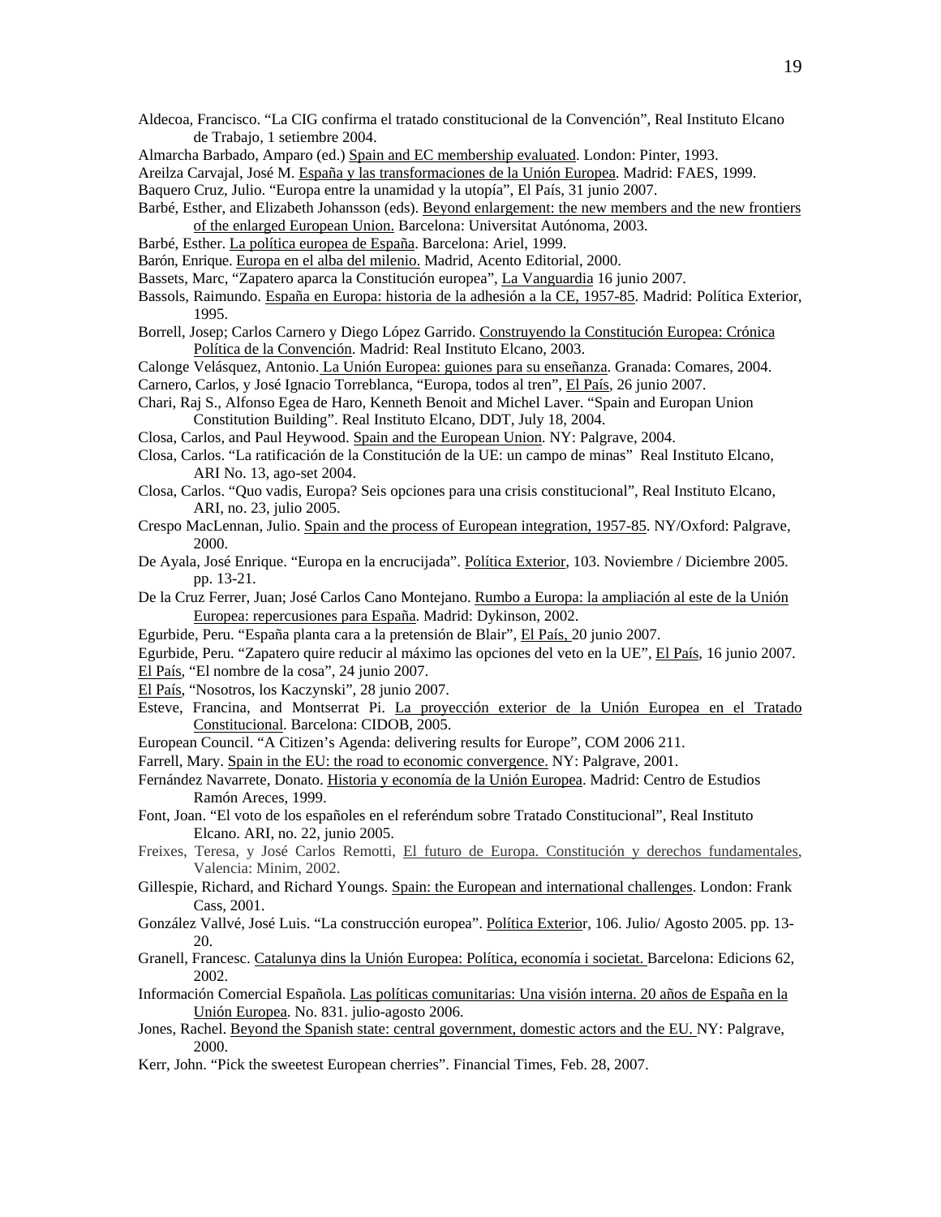Aldecoa, Francisco. “La CIG confirma el tratado constitucional de la Convención”, Real Instituto Elcano de Trabajo, 1 setiembre 2004.

Almarcha Barbado, Amparo (ed.) Spain and EC membership evaluated. London: Pinter, 1993.

Areilza Carvajal, José M. España y las transformaciones de la Unión Europea. Madrid: FAES, 1999.

Baquero Cruz, Julio. “Europa entre la unamidad y la utopía”, El País, 31 junio 2007.

Barbé, Esther, and Elizabeth Johansson (eds). Beyond enlargement: the new members and the new frontiers of the enlarged European Union. Barcelona: Universitat Autónoma, 2003.

Barbé, Esther. La política europea de España. Barcelona: Ariel, 1999.

Barón, Enrique. Europa en el alba del milenio. Madrid, Acento Editorial, 2000.

Bassets, Marc, “Zapatero aparca la Constitución europea”, La Vanguardia 16 junio 2007.

Bassols, Raimundo. España en Europa: historia de la adhesión a la CE, 1957-85. Madrid: Política Exterior, 1995.

Borrell, Josep; Carlos Carnero y Diego López Garrido. Construyendo la Constitución Europea: Crónica Política de la Convención. Madrid: Real Instituto Elcano, 2003.

Calonge Velásquez, Antonio. La Unión Europea: guiones para su enseñanza. Granada: Comares, 2004.

Carnero, Carlos, y José Ignacio Torreblanca, “Europa, todos al tren”, El País, 26 junio 2007.

Chari, Raj S., Alfonso Egea de Haro, Kenneth Benoit and Michel Laver. “Spain and Europan Union Constitution Building”. Real Instituto Elcano, DDT, July 18, 2004.

Closa, Carlos, and Paul Heywood. Spain and the European Union. NY: Palgrave, 2004.

Closa, Carlos. “La ratificación de la Constitución de la UE: un campo de minas” Real Instituto Elcano, ARI No. 13, ago-set 2004.

Closa, Carlos. “Quo vadis, Europa? Seis opciones para una crisis constitucional”, Real Instituto Elcano, ARI, no. 23, julio 2005.

Crespo MacLennan, Julio. Spain and the process of European integration, 1957-85. NY/Oxford: Palgrave, 2000.

De Ayala, José Enrique. “Europa en la encrucijada”. Política Exterior, 103. Noviembre / Diciembre 2005. pp. 13-21.

De la Cruz Ferrer, Juan; José Carlos Cano Montejano. Rumbo a Europa: la ampliación al este de la Unión Europea: repercusiones para España. Madrid: Dykinson, 2002.

Egurbide, Peru. “España planta cara a la pretensión de Blair”, El País, 20 junio 2007.

Egurbide, Peru. “Zapatero quire reducir al máximo las opciones del veto en la UE”, El País, 16 junio 2007.

El País, “El nombre de la cosa”, 24 junio 2007.

El País, “Nosotros, los Kaczynski”, 28 junio 2007.

Esteve, Francina, and Montserrat Pi. La proyección exterior de la Unión Europea en el Tratado Constitucional. Barcelona: CIDOB, 2005.

European Council. “A Citizen’s Agenda: delivering results for Europe”, COM 2006 211.

Farrell, Mary. Spain in the EU: the road to economic convergence. NY: Palgrave, 2001.

Fernández Navarrete, Donato. Historia y economía de la Unión Europea. Madrid: Centro de Estudios Ramón Areces, 1999.

Font, Joan. “El voto de los españoles en el referéndum sobre Tratado Constitucional”, Real Instituto Elcano. ARI, no. 22, junio 2005.

Freixes, Teresa, y José Carlos Remotti, El futuro de Europa. Constitución y derechos fundamentales, Valencia: Minim, 2002.

Gillespie, Richard, and Richard Youngs. Spain: the European and international challenges. London: Frank Cass, 2001.

González Vallvé, José Luis. “La construcción europea”. Política Exterior, 106. Julio/ Agosto 2005. pp. 13-20.

Granell, Francesc. Catalunya dins la Unión Europea: Política, economía i societat. Barcelona: Edicions 62, 2002.

Información Comercial Española. Las políticas comunitarias: Una visión interna. 20 años de España en la Unión Europea. No. 831. julio-agosto 2006.

Jones, Rachel. Beyond the Spanish state: central government, domestic actors and the EU. NY: Palgrave, 2000.

Kerr, John. “Pick the sweetest European cherries”. Financial Times, Feb. 28, 2007.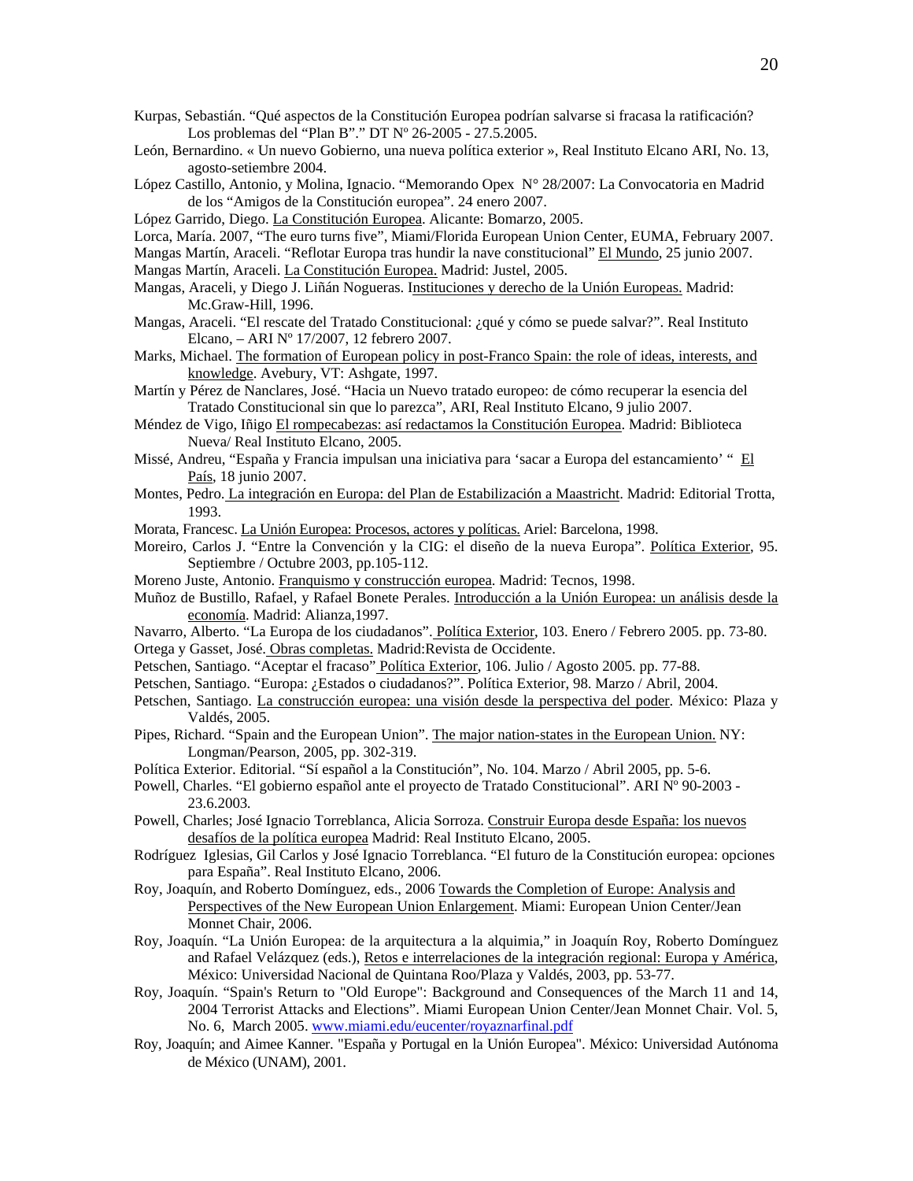Kurpas, Sebastián. "Qué aspectos de la Constitución Europea podrían salvarse si fracasa la ratificación? Los problemas del "Plan B"." DT Nº 26-2005 - 27.5.2005.

León, Bernardino. « Un nuevo Gobierno, una nueva política exterior », Real Instituto Elcano ARI, No. 13, agosto-setiembre 2004.

López Castillo, Antonio, y Molina, Ignacio. "Memorando Opex N° 28/2007: La Convocatoria en Madrid de los "Amigos de la Constitución europea". 24 enero 2007.

López Garrido, Diego. La Constitución Europea. Alicante: Bomarzo, 2005.

Lorca, María. 2007, "The euro turns five", Miami/Florida European Union Center, EUMA, February 2007.

Mangas Martín, Araceli. "Reflotar Europa tras hundir la nave constitucional" El Mundo, 25 junio 2007.

Mangas Martín, Araceli. La Constitución Europea. Madrid: Justel, 2005.

Mangas, Araceli, y Diego J. Liñán Nogueras. Instituciones y derecho de la Unión Europeas. Madrid: Mc.Graw-Hill, 1996.

Mangas, Araceli. "El rescate del Tratado Constitucional: ¿qué y cómo se puede salvar?". Real Instituto Elcano, – ARI Nº 17/2007, 12 febrero 2007.

Marks, Michael. The formation of European policy in post-Franco Spain: the role of ideas, interests, and knowledge. Avebury, VT: Ashgate, 1997.

Martín y Pérez de Nanclares, José. "Hacia un Nuevo tratado europeo: de cómo recuperar la esencia del Tratado Constitucional sin que lo parezca", ARI, Real Instituto Elcano, 9 julio 2007.

Méndez de Vigo, Iñigo El rompecabezas: así redactamos la Constitución Europea. Madrid: Biblioteca Nueva/ Real Instituto Elcano, 2005.

Missé, Andreu, "España y Francia impulsan una iniciativa para 'sacar a Europa del estancamiento' " El País, 18 junio 2007.

Montes, Pedro. La integración en Europa: del Plan de Estabilización a Maastricht. Madrid: Editorial Trotta, 1993.

Morata, Francesc. La Unión Europea: Procesos, actores y políticas. Ariel: Barcelona, 1998.

Moreiro, Carlos J. "Entre la Convención y la CIG: el diseño de la nueva Europa". Política Exterior, 95. Septiembre / Octubre 2003, pp.105-112.

Moreno Juste, Antonio. Franquismo y construcción europea. Madrid: Tecnos, 1998.

Muñoz de Bustillo, Rafael, y Rafael Bonete Perales. Introducción a la Unión Europea: un análisis desde la economía. Madrid: Alianza,1997.

Navarro, Alberto. "La Europa de los ciudadanos". Política Exterior, 103. Enero / Febrero 2005. pp. 73-80.

Ortega y Gasset, José. Obras completas. Madrid:Revista de Occidente.

Petschen, Santiago. "Aceptar el fracaso" Política Exterior, 106. Julio / Agosto 2005. pp. 77-88.

Petschen, Santiago. "Europa: ¿Estados o ciudadanos?". Política Exterior, 98. Marzo / Abril, 2004.

Petschen, Santiago. La construcción europea: una visión desde la perspectiva del poder. México: Plaza y Valdés, 2005.

Pipes, Richard. "Spain and the European Union". The major nation-states in the European Union. NY: Longman/Pearson, 2005, pp. 302-319.

Política Exterior. Editorial. "Sí español a la Constitución", No. 104. Marzo / Abril 2005, pp. 5-6.

Powell, Charles. "El gobierno español ante el proyecto de Tratado Constitucional". ARI Nº 90-2003 - 23.6.2003.

Powell, Charles; José Ignacio Torreblanca, Alicia Sorroza. Construir Europa desde España: los nuevos desafíos de la política europea Madrid: Real Instituto Elcano, 2005.

Rodríguez Iglesias, Gil Carlos y José Ignacio Torreblanca. "El futuro de la Constitución europea: opciones para España". Real Instituto Elcano, 2006.

Roy, Joaquín, and Roberto Domínguez, eds., 2006 Towards the Completion of Europe: Analysis and Perspectives of the New European Union Enlargement. Miami: European Union Center/Jean Monnet Chair, 2006.

Roy, Joaquín. "La Unión Europea: de la arquitectura a la alquimia," in Joaquín Roy, Roberto Domínguez and Rafael Velázquez (eds.), Retos e interrelaciones de la integración regional: Europa y América, México: Universidad Nacional de Quintana Roo/Plaza y Valdés, 2003, pp. 53-77.

Roy, Joaquín. "Spain's Return to "Old Europe": Background and Consequences of the March 11 and 14, 2004 Terrorist Attacks and Elections". Miami European Union Center/Jean Monnet Chair. Vol. 5, No. 6, March 2005. www.miami.edu/eucenter/royaznarfinal.pdf

Roy, Joaquín; and Aimee Kanner. "España y Portugal en la Unión Europea". México: Universidad Autónoma de México (UNAM), 2001.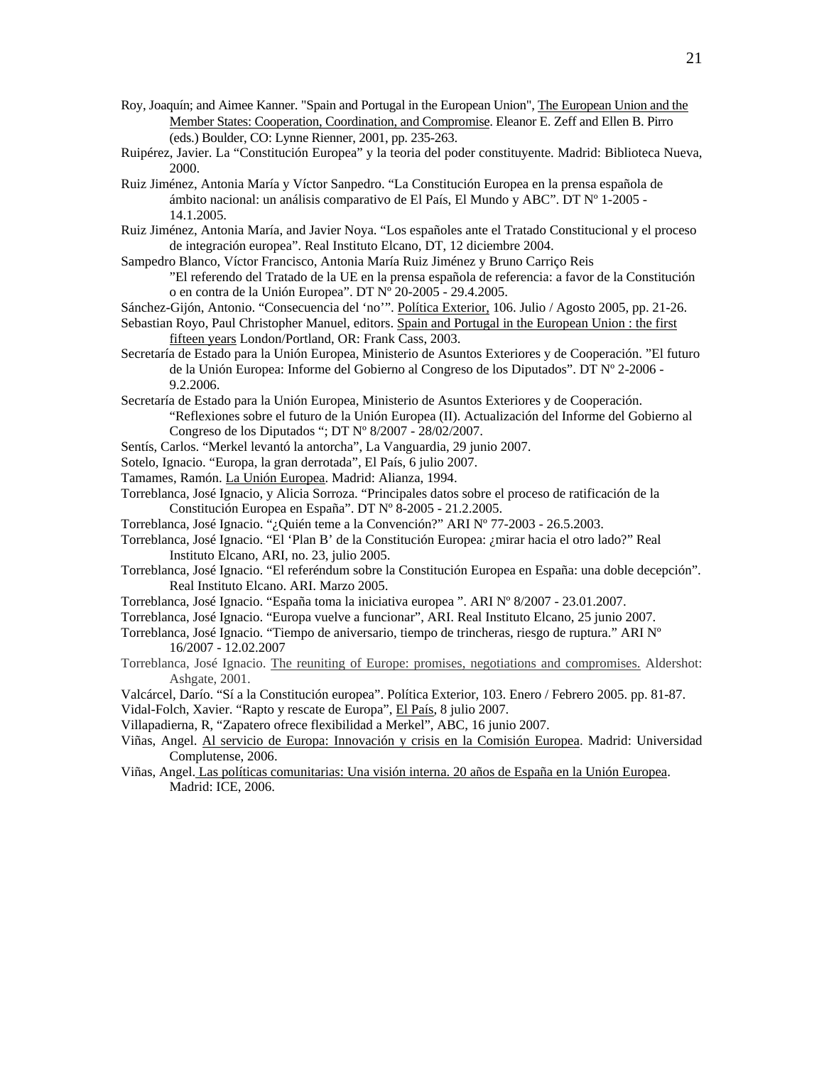Roy, Joaquín; and Aimee Kanner. "Spain and Portugal in the European Union", The European Union and the Member States: Cooperation, Coordination, and Compromise. Eleanor E. Zeff and Ellen B. Pirro (eds.) Boulder, CO: Lynne Rienner, 2001, pp. 235-263.

Ruipérez, Javier. La "Constitución Europea" y la teoria del poder constituyente. Madrid: Biblioteca Nueva, 2000.

Ruiz Jiménez, Antonia María y Víctor Sanpedro. "La Constitución Europea en la prensa española de ámbito nacional: un análisis comparativo de El País, El Mundo y ABC". DT Nº 1-2005 - 14.1.2005.

Ruiz Jiménez, Antonia María, and Javier Noya. "Los españoles ante el Tratado Constitucional y el proceso de integración europea". Real Instituto Elcano, DT, 12 diciembre 2004.

Sampedro Blanco, Víctor Francisco, Antonia María Ruiz Jiménez y Bruno Carriço Reis "El referendo del Tratado de la UE en la prensa española de referencia: a favor de la Constitución o en contra de la Unión Europea". DT Nº 20-2005 - 29.4.2005.

Sánchez-Gijón, Antonio. "Consecuencia del 'no'". Política Exterior, 106. Julio / Agosto 2005, pp. 21-26.

Sebastian Royo, Paul Christopher Manuel, editors. Spain and Portugal in the European Union : the first fifteen years London/Portland, OR: Frank Cass, 2003.

Secretaría de Estado para la Unión Europea, Ministerio de Asuntos Exteriores y de Cooperación. "El futuro de la Unión Europea: Informe del Gobierno al Congreso de los Diputados". DT Nº 2-2006 - 9.2.2006.

Secretaría de Estado para la Unión Europea, Ministerio de Asuntos Exteriores y de Cooperación. "Reflexiones sobre el futuro de la Unión Europea (II). Actualización del Informe del Gobierno al Congreso de los Diputados "; DT Nº 8/2007 - 28/02/2007.

Sentís, Carlos. "Merkel levantó la antorcha", La Vanguardia, 29 junio 2007.

Sotelo, Ignacio. "Europa, la gran derrotada", El País, 6 julio 2007.

Tamames, Ramón. La Unión Europea. Madrid: Alianza, 1994.

Torreblanca, José Ignacio, y Alicia Sorroza. "Principales datos sobre el proceso de ratificación de la Constitución Europea en España". DT Nº 8-2005 - 21.2.2005.

Torreblanca, José Ignacio. "¿Quién teme a la Convención?" ARI Nº 77-2003 - 26.5.2003.

Torreblanca, José Ignacio. "El 'Plan B' de la Constitución Europea: ¿mirar hacia el otro lado?" Real Instituto Elcano, ARI, no. 23, julio 2005.

Torreblanca, José Ignacio. "El referéndum sobre la Constitución Europea en España: una doble decepción". Real Instituto Elcano. ARI. Marzo 2005.

Torreblanca, José Ignacio. "España toma la iniciativa europea ". ARI Nº 8/2007 - 23.01.2007.

Torreblanca, José Ignacio. "Europa vuelve a funcionar", ARI. Real Instituto Elcano, 25 junio 2007.

Torreblanca, José Ignacio. "Tiempo de aniversario, tiempo de trincheras, riesgo de ruptura." ARI Nº 16/2007 - 12.02.2007

Torreblanca, José Ignacio. The reuniting of Europe: promises, negotiations and compromises. Aldershot: Ashgate, 2001.

Valcárcel, Darío. "Sí a la Constitución europea". Política Exterior, 103. Enero / Febrero 2005. pp. 81-87.

Vidal-Folch, Xavier. "Rapto y rescate de Europa", El País, 8 julio 2007.

Villapadierna, R, "Zapatero ofrece flexibilidad a Merkel", ABC, 16 junio 2007.

Viñas, Angel. Al servicio de Europa: Innovación y crisis en la Comisión Europea. Madrid: Universidad Complutense, 2006.

Viñas, Angel. Las políticas comunitarias: Una visión interna. 20 años de España en la Unión Europea. Madrid: ICE, 2006.